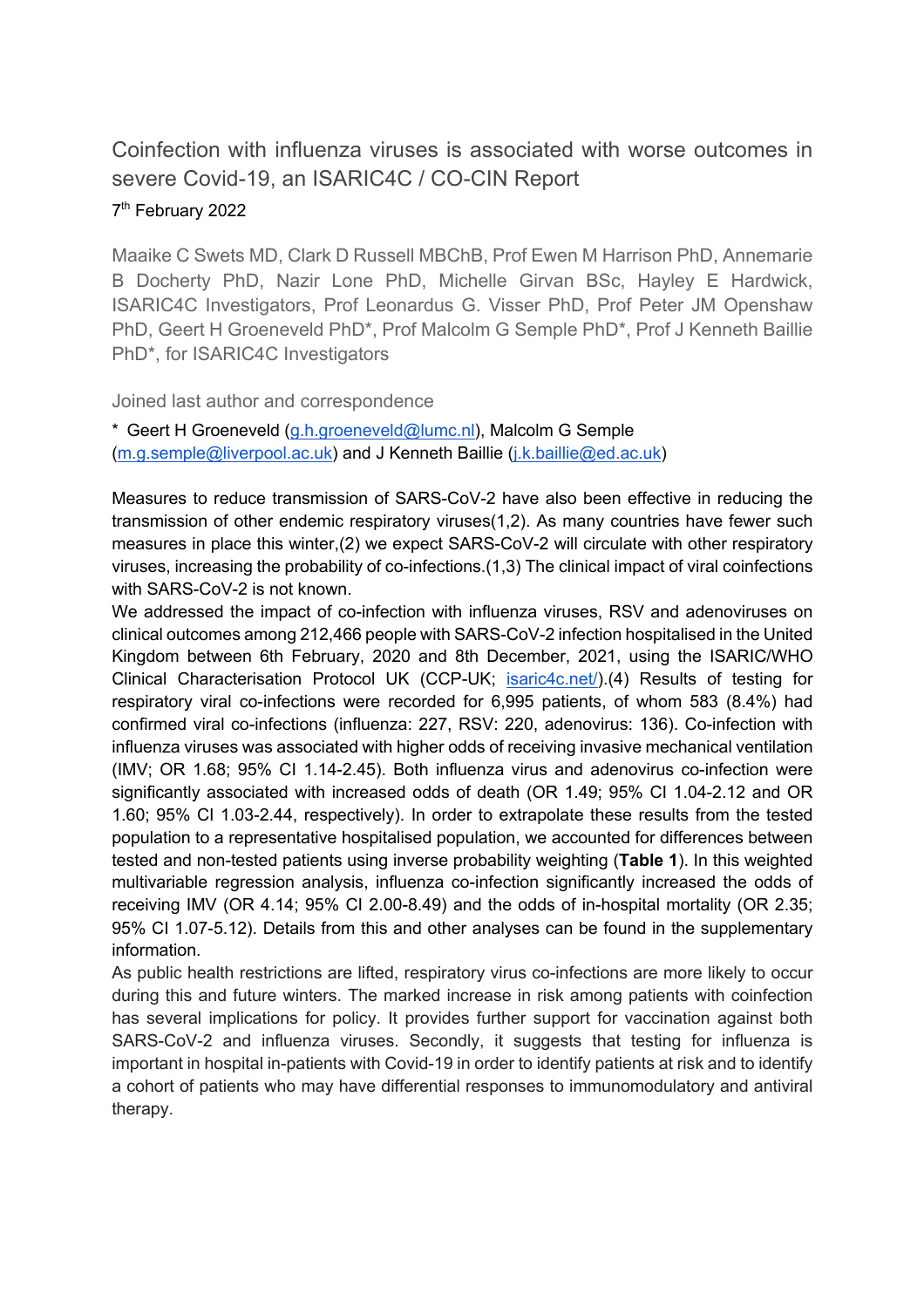# Coinfection with influenza viruses is associated with worse outcomes in severe Covid-19, an ISARIC4C / CO-CIN Report

7th February 2022

Maaike C Swets MD, Clark D Russell MBChB, Prof Ewen M Harrison PhD, Annemarie B Docherty PhD, Nazir Lone PhD, Michelle Girvan BSc, Hayley E Hardwick, ISARIC4C Investigators, Prof Leonardus G. Visser PhD, Prof Peter JM Openshaw PhD, Geert H Groeneveld PhD*, Prof Malcolm G Semple PhD*, Prof J Kenneth Baillie PhD*, for ISARIC4C Investigators

Joined last author and correspondence

* Geert H Groeneveld (g.h.groeneveld@lumc.nl), Malcolm G Semple (m.g.semple@liverpool.ac.uk) and J Kenneth Baillie (j.k.baillie@ed.ac.uk)

Measures to reduce transmission of SARS-CoV-2 have also been effective in reducing the transmission of other endemic respiratory viruses(1,2). As many countries have fewer such measures in place this winter,(2) we expect SARS-CoV-2 will circulate with other respiratory viruses, increasing the probability of co-infections.(1,3) The clinical impact of viral coinfections with SARS-CoV-2 is not known.

We addressed the impact of co-infection with influenza viruses, RSV and adenoviruses on clinical outcomes among 212,466 people with SARS-CoV-2 infection hospitalised in the United Kingdom between 6th February, 2020 and 8th December, 2021, using the ISARIC/WHO Clinical Characterisation Protocol UK (CCP-UK; isaric4c.net/).(4) Results of testing for respiratory viral co-infections were recorded for 6,995 patients, of whom 583 (8.4%) had confirmed viral co-infections (influenza: 227, RSV: 220, adenovirus: 136). Co-infection with influenza viruses was associated with higher odds of receiving invasive mechanical ventilation (IMV; OR 1.68; 95% CI 1.14-2.45). Both influenza virus and adenovirus co-infection were significantly associated with increased odds of death (OR 1.49; 95% CI 1.04-2.12 and OR 1.60; 95% CI 1.03-2.44, respectively). In order to extrapolate these results from the tested population to a representative hospitalised population, we accounted for differences between tested and non-tested patients using inverse probability weighting (**Table 1**). In this weighted multivariable regression analysis, influenza co-infection significantly increased the odds of receiving IMV (OR 4.14; 95% CI 2.00-8.49) and the odds of in-hospital mortality (OR 2.35; 95% CI 1.07-5.12). Details from this and other analyses can be found in the supplementary information.

As public health restrictions are lifted, respiratory virus co-infections are more likely to occur during this and future winters. The marked increase in risk among patients with coinfection has several implications for policy. It provides further support for vaccination against both SARS-CoV-2 and influenza viruses. Secondly, it suggests that testing for influenza is important in hospital in-patients with Covid-19 in order to identify patients at risk and to identify a cohort of patients who may have differential responses to immunomodulatory and antiviral therapy.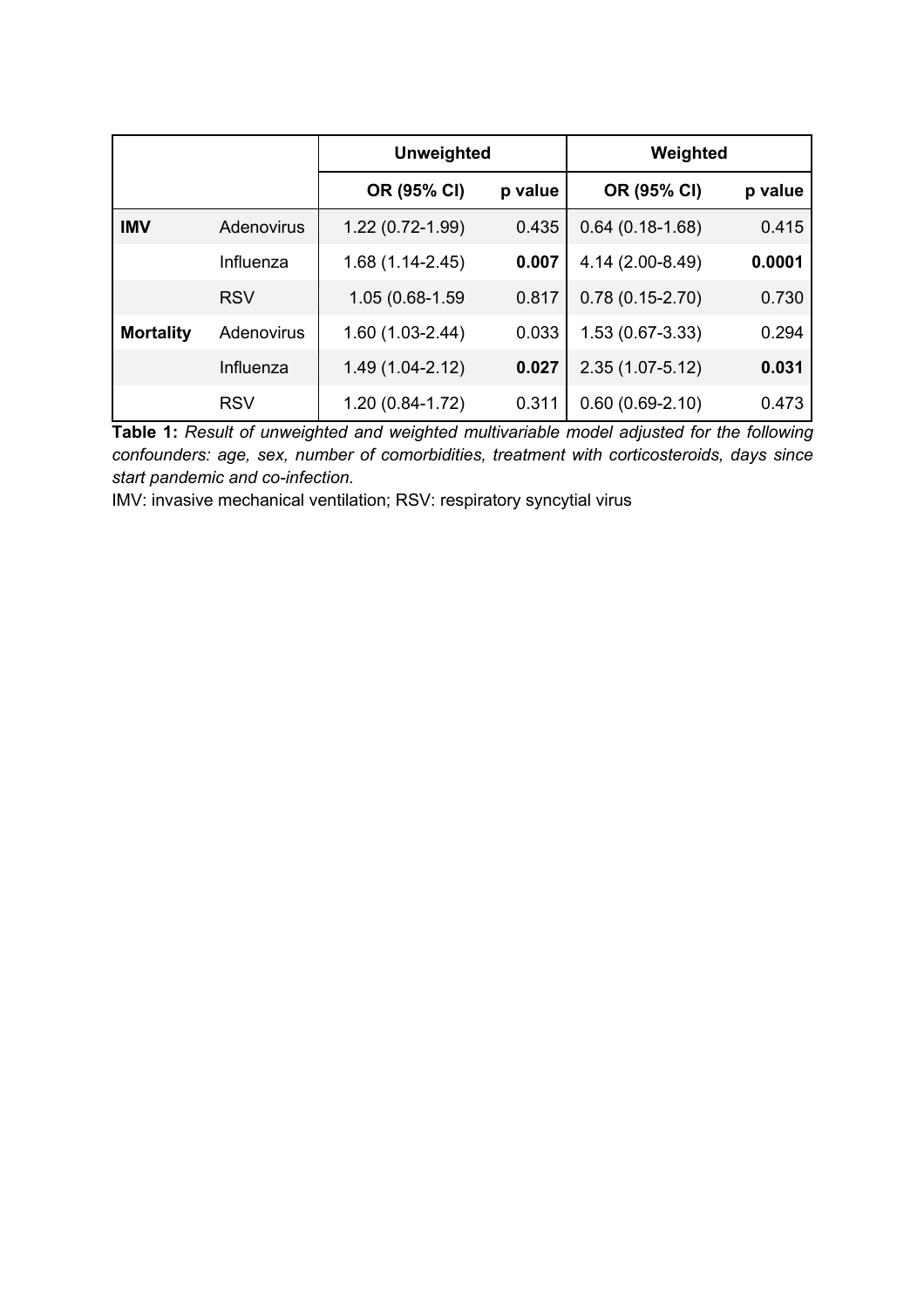| | | Unweighted | | Weighted | |
|---|---|---|---|---|---|
| | | **OR (95% CI)** | **p value** | **OR (95% CI)** | **p value** |
| **IMV** | Adenovirus | 1.22 (0.72-1.99) | 0.435 | 0.64 (0.18-1.68) | 0.415 |
| | Influenza | 1.68 (1.14-2.45) | **0.007** | 4.14 (2.00-8.49) | **0.0001** |
| | RSV | 1.05 (0.68-1.59 | 0.817 | 0.78 (0.15-2.70) | 0.730 |
| **Mortality** | Adenovirus | 1.60 (1.03-2.44) | 0.033 | 1.53 (0.67-3.33) | 0.294 |
| | Influenza | 1.49 (1.04-2.12) | **0.027** | 2.35 (1.07-5.12) | **0.031** |
| | RSV | 1.20 (0.84-1.72) | 0.311 | 0.60 (0.69-2.10) | 0.473 |

**Table 1:** *Result of unweighted and weighted multivariable model adjusted for the following confounders: age, sex, number of comorbidities, treatment with corticosteroids, days since start pandemic and co-infection.*

IMV: invasive mechanical ventilation; RSV: respiratory syncytial virus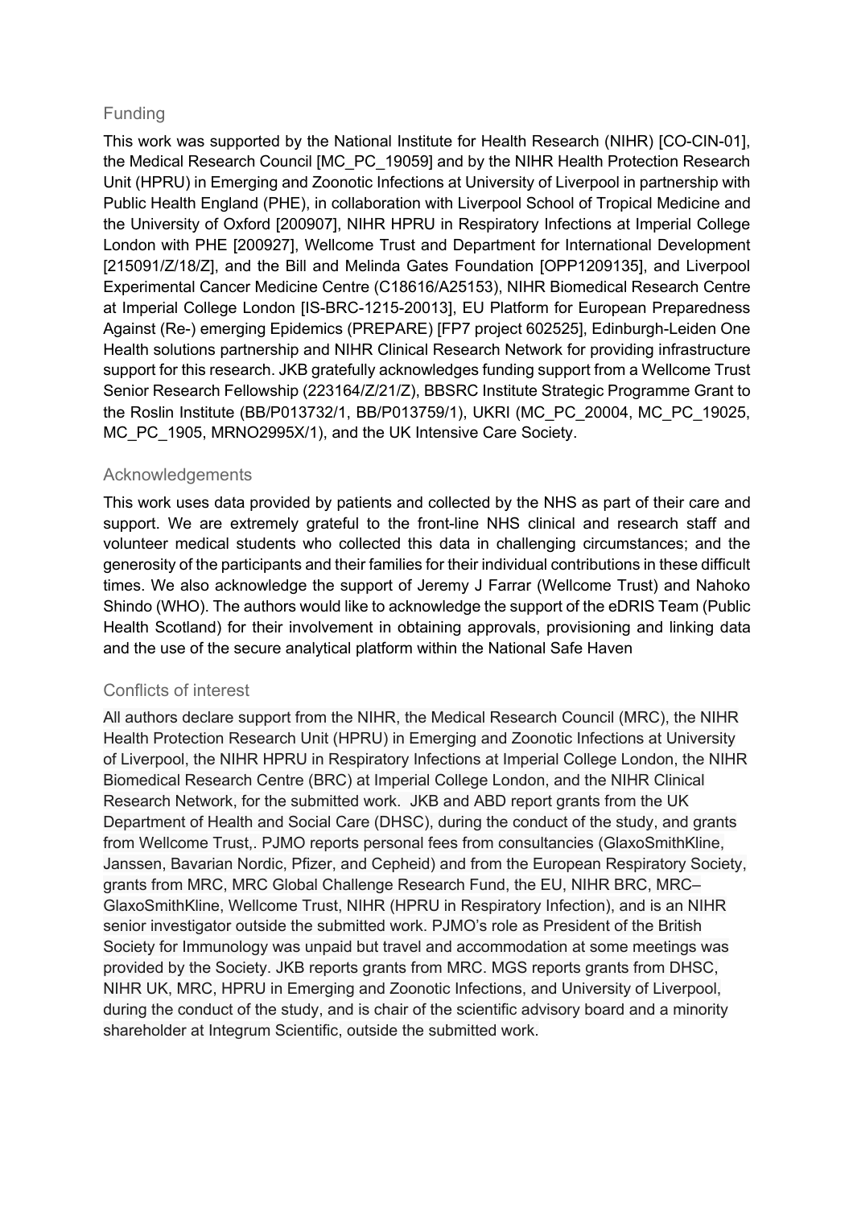## Funding

This work was supported by the National Institute for Health Research (NIHR) [CO-CIN-01], the Medical Research Council [MC_PC_19059] and by the NIHR Health Protection Research Unit (HPRU) in Emerging and Zoonotic Infections at University of Liverpool in partnership with Public Health England (PHE), in collaboration with Liverpool School of Tropical Medicine and the University of Oxford [200907], NIHR HPRU in Respiratory Infections at Imperial College London with PHE [200927], Wellcome Trust and Department for International Development [215091/Z/18/Z], and the Bill and Melinda Gates Foundation [OPP1209135], and Liverpool Experimental Cancer Medicine Centre (C18616/A25153), NIHR Biomedical Research Centre at Imperial College London [IS-BRC-1215-20013], EU Platform for European Preparedness Against (Re-) emerging Epidemics (PREPARE) [FP7 project 602525], Edinburgh-Leiden One Health solutions partnership and NIHR Clinical Research Network for providing infrastructure support for this research. JKB gratefully acknowledges funding support from a Wellcome Trust Senior Research Fellowship (223164/Z/21/Z), BBSRC Institute Strategic Programme Grant to the Roslin Institute (BB/P013732/1, BB/P013759/1), UKRI (MC_PC_20004, MC_PC_19025, MC_PC_1905, MRNO2995X/1), and the UK Intensive Care Society.

## Acknowledgements

This work uses data provided by patients and collected by the NHS as part of their care and support. We are extremely grateful to the front-line NHS clinical and research staff and volunteer medical students who collected this data in challenging circumstances; and the generosity of the participants and their families for their individual contributions in these difficult times. We also acknowledge the support of Jeremy J Farrar (Wellcome Trust) and Nahoko Shindo (WHO). The authors would like to acknowledge the support of the eDRIS Team (Public Health Scotland) for their involvement in obtaining approvals, provisioning and linking data and the use of the secure analytical platform within the National Safe Haven

## Conflicts of interest

All authors declare support from the NIHR, the Medical Research Council (MRC), the NIHR Health Protection Research Unit (HPRU) in Emerging and Zoonotic Infections at University of Liverpool, the NIHR HPRU in Respiratory Infections at Imperial College London, the NIHR Biomedical Research Centre (BRC) at Imperial College London, and the NIHR Clinical Research Network, for the submitted work. JKB and ABD report grants from the UK Department of Health and Social Care (DHSC), during the conduct of the study, and grants from Wellcome Trust,. PJMO reports personal fees from consultancies (GlaxoSmithKline, Janssen, Bavarian Nordic, Pfizer, and Cepheid) and from the European Respiratory Society, grants from MRC, MRC Global Challenge Research Fund, the EU, NIHR BRC, MRC–GlaxoSmithKline, Wellcome Trust, NIHR (HPRU in Respiratory Infection), and is an NIHR senior investigator outside the submitted work. PJMO's role as President of the British Society for Immunology was unpaid but travel and accommodation at some meetings was provided by the Society. JKB reports grants from MRC. MGS reports grants from DHSC, NIHR UK, MRC, HPRU in Emerging and Zoonotic Infections, and University of Liverpool, during the conduct of the study, and is chair of the scientific advisory board and a minority shareholder at Integrum Scientific, outside the submitted work.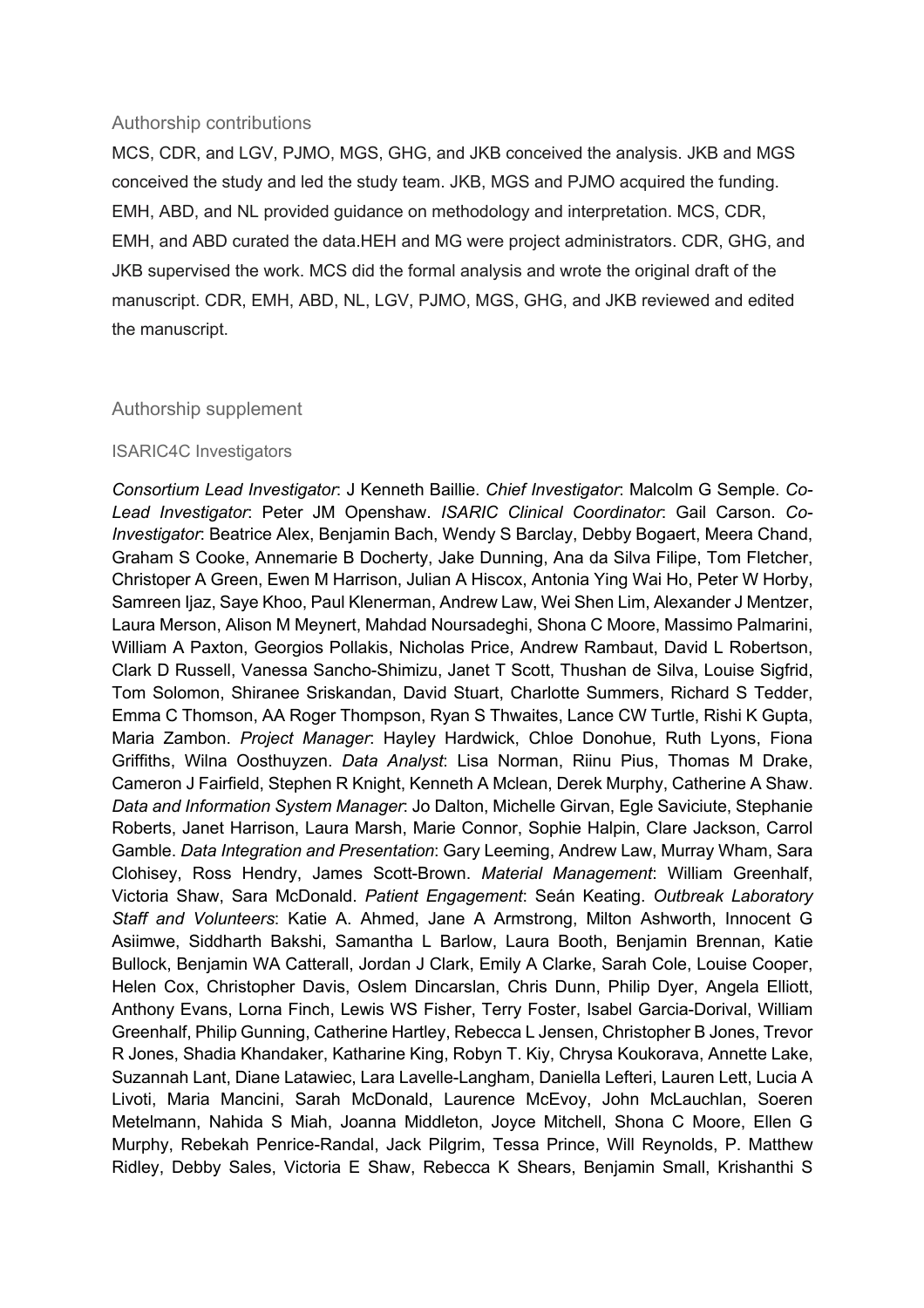## Authorship contributions

MCS, CDR, and LGV, PJMO, MGS, GHG, and JKB conceived the analysis. JKB and MGS conceived the study and led the study team. JKB, MGS and PJMO acquired the funding. EMH, ABD, and NL provided guidance on methodology and interpretation. MCS, CDR, EMH, and ABD curated the data.HEH and MG were project administrators. CDR, GHG, and JKB supervised the work. MCS did the formal analysis and wrote the original draft of the manuscript. CDR, EMH, ABD, NL, LGV, PJMO, MGS, GHG, and JKB reviewed and edited the manuscript.

## Authorship supplement

### ISARIC4C Investigators

*Consortium Lead Investigator*: J Kenneth Baillie. *Chief Investigator*: Malcolm G Semple. *Co-Lead Investigator*: Peter JM Openshaw. *ISARIC Clinical Coordinator*: Gail Carson. *Co-Investigator*: Beatrice Alex, Benjamin Bach, Wendy S Barclay, Debby Bogaert, Meera Chand, Graham S Cooke, Annemarie B Docherty, Jake Dunning, Ana da Silva Filipe, Tom Fletcher, Christoper A Green, Ewen M Harrison, Julian A Hiscox, Antonia Ying Wai Ho, Peter W Horby, Samreen Ijaz, Saye Khoo, Paul Klenerman, Andrew Law, Wei Shen Lim, Alexander J Mentzer, Laura Merson, Alison M Meynert, Mahdad Noursadeghi, Shona C Moore, Massimo Palmarini, William A Paxton, Georgios Pollakis, Nicholas Price, Andrew Rambaut, David L Robertson, Clark D Russell, Vanessa Sancho-Shimizu, Janet T Scott, Thushan de Silva, Louise Sigfrid, Tom Solomon, Shiranee Sriskandan, David Stuart, Charlotte Summers, Richard S Tedder, Emma C Thomson, AA Roger Thompson, Ryan S Thwaites, Lance CW Turtle, Rishi K Gupta, Maria Zambon. *Project Manager*: Hayley Hardwick, Chloe Donohue, Ruth Lyons, Fiona Griffiths, Wilna Oosthuyzen. *Data Analyst*: Lisa Norman, Riinu Pius, Thomas M Drake, Cameron J Fairfield, Stephen R Knight, Kenneth A Mclean, Derek Murphy, Catherine A Shaw. *Data and Information System Manager*: Jo Dalton, Michelle Girvan, Egle Saviciute, Stephanie Roberts, Janet Harrison, Laura Marsh, Marie Connor, Sophie Halpin, Clare Jackson, Carrol Gamble. *Data Integration and Presentation*: Gary Leeming, Andrew Law, Murray Wham, Sara Clohisey, Ross Hendry, James Scott-Brown. *Material Management*: William Greenhalf, Victoria Shaw, Sara McDonald. *Patient Engagement*: Seán Keating. *Outbreak Laboratory Staff and Volunteers*: Katie A. Ahmed, Jane A Armstrong, Milton Ashworth, Innocent G Asiimwe, Siddharth Bakshi, Samantha L Barlow, Laura Booth, Benjamin Brennan, Katie Bullock, Benjamin WA Catterall, Jordan J Clark, Emily A Clarke, Sarah Cole, Louise Cooper, Helen Cox, Christopher Davis, Oslem Dincarslan, Chris Dunn, Philip Dyer, Angela Elliott, Anthony Evans, Lorna Finch, Lewis WS Fisher, Terry Foster, Isabel Garcia-Dorival, William Greenhalf, Philip Gunning, Catherine Hartley, Rebecca L Jensen, Christopher B Jones, Trevor R Jones, Shadia Khandaker, Katharine King, Robyn T. Kiy, Chrysa Koukorava, Annette Lake, Suzannah Lant, Diane Latawiec, Lara Lavelle-Langham, Daniella Lefteri, Lauren Lett, Lucia A Livoti, Maria Mancini, Sarah McDonald, Laurence McEvoy, John McLauchlan, Soeren Metelmann, Nahida S Miah, Joanna Middleton, Joyce Mitchell, Shona C Moore, Ellen G Murphy, Rebekah Penrice-Randal, Jack Pilgrim, Tessa Prince, Will Reynolds, P. Matthew Ridley, Debby Sales, Victoria E Shaw, Rebecca K Shears, Benjamin Small, Krishanthi S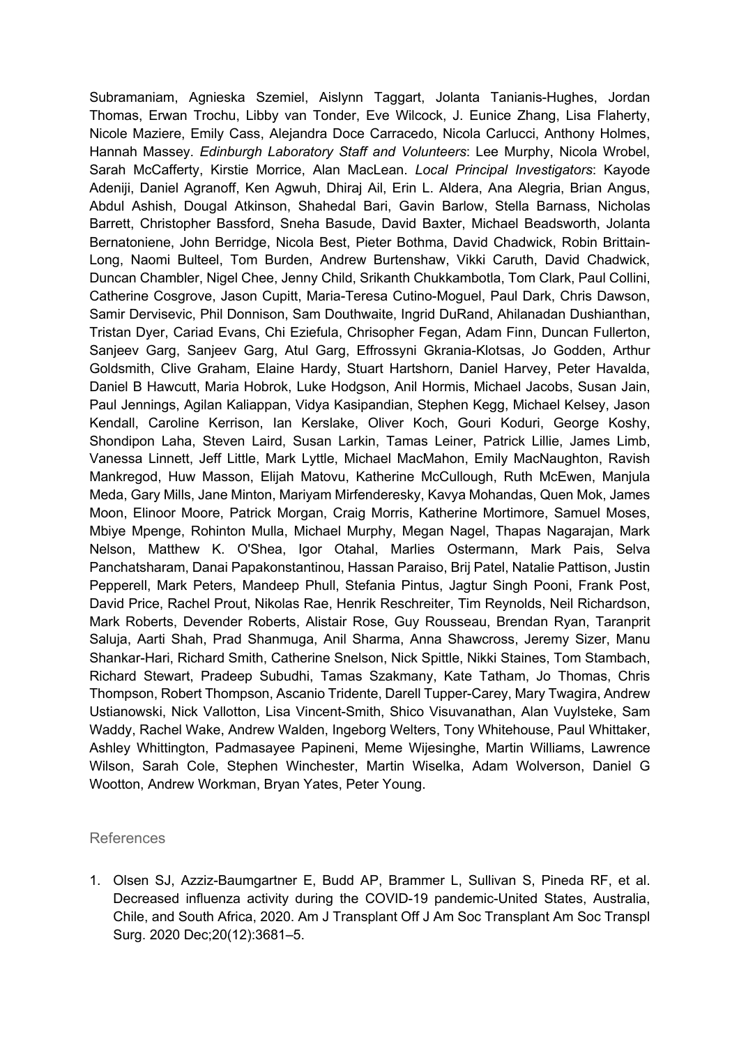Subramaniam, Agnieska Szemiel, Aislynn Taggart, Jolanta Tanianis-Hughes, Jordan Thomas, Erwan Trochu, Libby van Tonder, Eve Wilcock, J. Eunice Zhang, Lisa Flaherty, Nicole Maziere, Emily Cass, Alejandra Doce Carracedo, Nicola Carlucci, Anthony Holmes, Hannah Massey. *Edinburgh Laboratory Staff and Volunteers*: Lee Murphy, Nicola Wrobel, Sarah McCafferty, Kirstie Morrice, Alan MacLean. *Local Principal Investigators*: Kayode Adeniji, Daniel Agranoff, Ken Agwuh, Dhiraj Ail, Erin L. Aldera, Ana Alegria, Brian Angus, Abdul Ashish, Dougal Atkinson, Shahedal Bari, Gavin Barlow, Stella Barnass, Nicholas Barrett, Christopher Bassford, Sneha Basude, David Baxter, Michael Beadsworth, Jolanta Bernatoniene, John Berridge, Nicola Best, Pieter Bothma, David Chadwick, Robin Brittain-Long, Naomi Bulteel, Tom Burden, Andrew Burtenshaw, Vikki Caruth, David Chadwick, Duncan Chambler, Nigel Chee, Jenny Child, Srikanth Chukkambotla, Tom Clark, Paul Collini, Catherine Cosgrove, Jason Cupitt, Maria-Teresa Cutino-Moguel, Paul Dark, Chris Dawson, Samir Dervisevic, Phil Donnison, Sam Douthwaite, Ingrid DuRand, Ahilanadan Dushianthan, Tristan Dyer, Cariad Evans, Chi Eziefula, Chrisopher Fegan, Adam Finn, Duncan Fullerton, Sanjeev Garg, Sanjeev Garg, Atul Garg, Effrossyni Gkrania-Klotsas, Jo Godden, Arthur Goldsmith, Clive Graham, Elaine Hardy, Stuart Hartshorn, Daniel Harvey, Peter Havalda, Daniel B Hawcutt, Maria Hobrok, Luke Hodgson, Anil Hormis, Michael Jacobs, Susan Jain, Paul Jennings, Agilan Kaliappan, Vidya Kasipandian, Stephen Kegg, Michael Kelsey, Jason Kendall, Caroline Kerrison, Ian Kerslake, Oliver Koch, Gouri Koduri, George Koshy, Shondipon Laha, Steven Laird, Susan Larkin, Tamas Leiner, Patrick Lillie, James Limb, Vanessa Linnett, Jeff Little, Mark Lyttle, Michael MacMahon, Emily MacNaughton, Ravish Mankregod, Huw Masson, Elijah Matovu, Katherine McCullough, Ruth McEwen, Manjula Meda, Gary Mills, Jane Minton, Mariyam Mirfenderesky, Kavya Mohandas, Quen Mok, James Moon, Elinoor Moore, Patrick Morgan, Craig Morris, Katherine Mortimore, Samuel Moses, Mbiye Mpenge, Rohinton Mulla, Michael Murphy, Megan Nagel, Thapas Nagarajan, Mark Nelson, Matthew K. O'Shea, Igor Otahal, Marlies Ostermann, Mark Pais, Selva Panchatsharam, Danai Papakonstantinou, Hassan Paraiso, Brij Patel, Natalie Pattison, Justin Pepperell, Mark Peters, Mandeep Phull, Stefania Pintus, Jagtur Singh Pooni, Frank Post, David Price, Rachel Prout, Nikolas Rae, Henrik Reschreiter, Tim Reynolds, Neil Richardson, Mark Roberts, Devender Roberts, Alistair Rose, Guy Rousseau, Brendan Ryan, Taranprit Saluja, Aarti Shah, Prad Shanmuga, Anil Sharma, Anna Shawcross, Jeremy Sizer, Manu Shankar-Hari, Richard Smith, Catherine Snelson, Nick Spittle, Nikki Staines, Tom Stambach, Richard Stewart, Pradeep Subudhi, Tamas Szakmany, Kate Tatham, Jo Thomas, Chris Thompson, Robert Thompson, Ascanio Tridente, Darell Tupper-Carey, Mary Twagira, Andrew Ustianowski, Nick Vallotton, Lisa Vincent-Smith, Shico Visuvanathan, Alan Vuylsteke, Sam Waddy, Rachel Wake, Andrew Walden, Ingeborg Welters, Tony Whitehouse, Paul Whittaker, Ashley Whittington, Padmasayee Papineni, Meme Wijesinghe, Martin Williams, Lawrence Wilson, Sarah Cole, Stephen Winchester, Martin Wiselka, Adam Wolverson, Daniel G Wootton, Andrew Workman, Bryan Yates, Peter Young.

## References

1. Olsen SJ, Azziz-Baumgartner E, Budd AP, Brammer L, Sullivan S, Pineda RF, et al. Decreased influenza activity during the COVID-19 pandemic-United States, Australia, Chile, and South Africa, 2020. Am J Transplant Off J Am Soc Transplant Am Soc Transpl Surg. 2020 Dec;20(12):3681–5.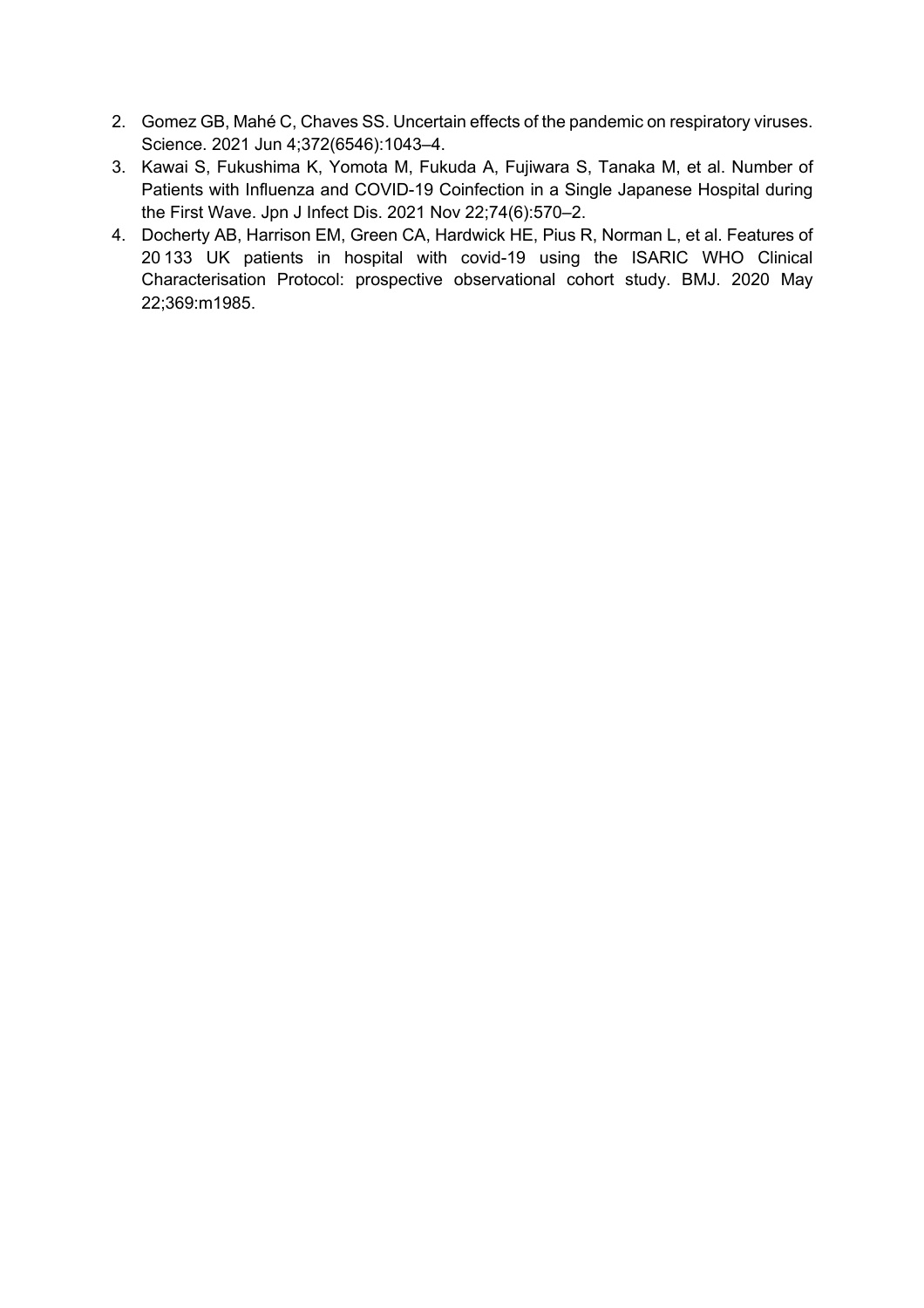2. Gomez GB, Mahé C, Chaves SS. Uncertain effects of the pandemic on respiratory viruses. Science. 2021 Jun 4;372(6546):1043–4.
3. Kawai S, Fukushima K, Yomota M, Fukuda A, Fujiwara S, Tanaka M, et al. Number of Patients with Influenza and COVID-19 Coinfection in a Single Japanese Hospital during the First Wave. Jpn J Infect Dis. 2021 Nov 22;74(6):570–2.
4. Docherty AB, Harrison EM, Green CA, Hardwick HE, Pius R, Norman L, et al. Features of 20 133 UK patients in hospital with covid-19 using the ISARIC WHO Clinical Characterisation Protocol: prospective observational cohort study. BMJ. 2020 May 22;369:m1985.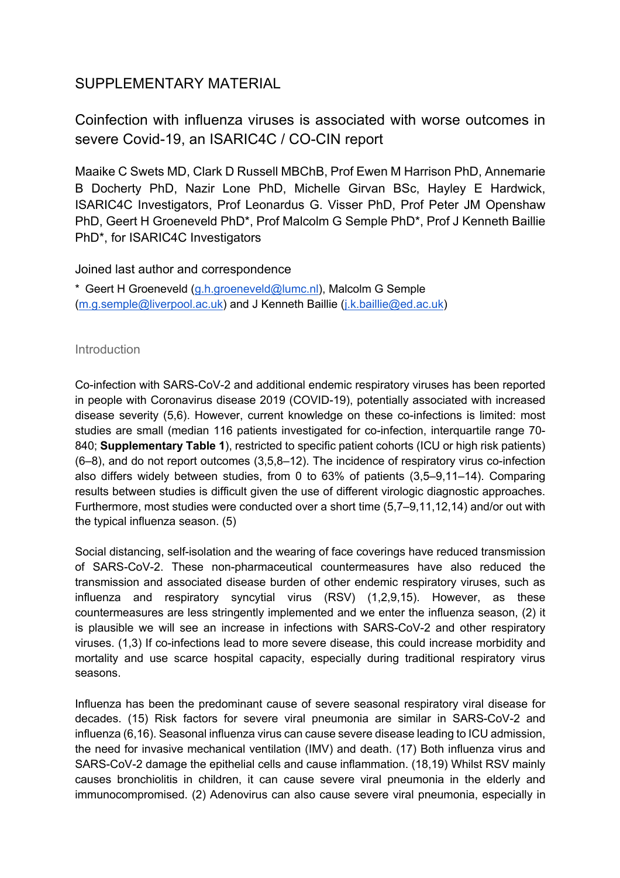# SUPPLEMENTARY MATERIAL

## Coinfection with influenza viruses is associated with worse outcomes in severe Covid-19, an ISARIC4C / CO-CIN report

Maaike C Swets MD, Clark D Russell MBChB, Prof Ewen M Harrison PhD, Annemarie B Docherty PhD, Nazir Lone PhD, Michelle Girvan BSc, Hayley E Hardwick, ISARIC4C Investigators, Prof Leonardus G. Visser PhD, Prof Peter JM Openshaw PhD, Geert H Groeneveld PhD*, Prof Malcolm G Semple PhD*, Prof J Kenneth Baillie PhD*, for ISARIC4C Investigators

Joined last author and correspondence

* Geert H Groeneveld (g.h.groeneveld@lumc.nl), Malcolm G Semple (m.g.semple@liverpool.ac.uk) and J Kenneth Baillie (j.k.baillie@ed.ac.uk)

### Introduction

Co-infection with SARS-CoV-2 and additional endemic respiratory viruses has been reported in people with Coronavirus disease 2019 (COVID-19), potentially associated with increased disease severity (5,6). However, current knowledge on these co-infections is limited: most studies are small (median 116 patients investigated for co-infection, interquartile range 70-840; **Supplementary Table 1**), restricted to specific patient cohorts (ICU or high risk patients) (6–8), and do not report outcomes (3,5,8–12). The incidence of respiratory virus co-infection also differs widely between studies, from 0 to 63% of patients (3,5–9,11–14). Comparing results between studies is difficult given the use of different virologic diagnostic approaches. Furthermore, most studies were conducted over a short time (5,7–9,11,12,14) and/or out with the typical influenza season. (5)

Social distancing, self-isolation and the wearing of face coverings have reduced transmission of SARS-CoV-2. These non-pharmaceutical countermeasures have also reduced the transmission and associated disease burden of other endemic respiratory viruses, such as influenza and respiratory syncytial virus (RSV) (1,2,9,15). However, as these countermeasures are less stringently implemented and we enter the influenza season, (2) it is plausible we will see an increase in infections with SARS-CoV-2 and other respiratory viruses. (1,3) If co-infections lead to more severe disease, this could increase morbidity and mortality and use scarce hospital capacity, especially during traditional respiratory virus seasons.

Influenza has been the predominant cause of severe seasonal respiratory viral disease for decades. (15) Risk factors for severe viral pneumonia are similar in SARS-CoV-2 and influenza (6,16). Seasonal influenza virus can cause severe disease leading to ICU admission, the need for invasive mechanical ventilation (IMV) and death. (17) Both influenza virus and SARS-CoV-2 damage the epithelial cells and cause inflammation. (18,19) Whilst RSV mainly causes bronchiolitis in children, it can cause severe viral pneumonia in the elderly and immunocompromised. (2) Adenovirus can also cause severe viral pneumonia, especially in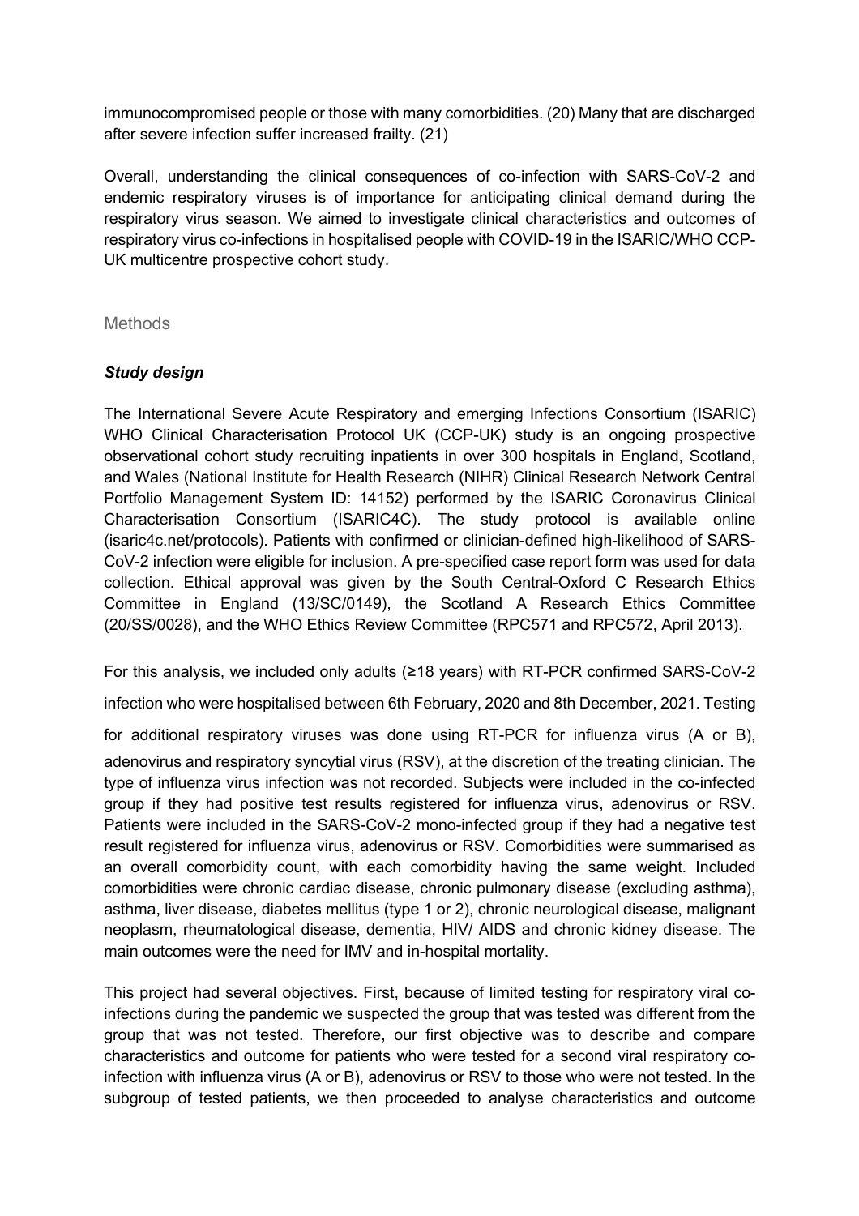immunocompromised people or those with many comorbidities. (20) Many that are discharged after severe infection suffer increased frailty. (21)

Overall, understanding the clinical consequences of co-infection with SARS-CoV-2 and endemic respiratory viruses is of importance for anticipating clinical demand during the respiratory virus season. We aimed to investigate clinical characteristics and outcomes of respiratory virus co-infections in hospitalised people with COVID-19 in the ISARIC/WHO CCP-UK multicentre prospective cohort study.

## Methods

### *Study design*

The International Severe Acute Respiratory and emerging Infections Consortium (ISARIC) WHO Clinical Characterisation Protocol UK (CCP-UK) study is an ongoing prospective observational cohort study recruiting inpatients in over 300 hospitals in England, Scotland, and Wales (National Institute for Health Research (NIHR) Clinical Research Network Central Portfolio Management System ID: 14152) performed by the ISARIC Coronavirus Clinical Characterisation Consortium (ISARIC4C). The study protocol is available online (isaric4c.net/protocols). Patients with confirmed or clinician-defined high-likelihood of SARS-CoV-2 infection were eligible for inclusion. A pre-specified case report form was used for data collection. Ethical approval was given by the South Central-Oxford C Research Ethics Committee in England (13/SC/0149), the Scotland A Research Ethics Committee (20/SS/0028), and the WHO Ethics Review Committee (RPC571 and RPC572, April 2013).

For this analysis, we included only adults (≥18 years) with RT-PCR confirmed SARS-CoV-2 infection who were hospitalised between 6th February, 2020 and 8th December, 2021. Testing for additional respiratory viruses was done using RT-PCR for influenza virus (A or B), adenovirus and respiratory syncytial virus (RSV), at the discretion of the treating clinician. The type of influenza virus infection was not recorded. Subjects were included in the co-infected group if they had positive test results registered for influenza virus, adenovirus or RSV. Patients were included in the SARS-CoV-2 mono-infected group if they had a negative test result registered for influenza virus, adenovirus or RSV. Comorbidities were summarised as an overall comorbidity count, with each comorbidity having the same weight. Included comorbidities were chronic cardiac disease, chronic pulmonary disease (excluding asthma), asthma, liver disease, diabetes mellitus (type 1 or 2), chronic neurological disease, malignant neoplasm, rheumatological disease, dementia, HIV/ AIDS and chronic kidney disease. The main outcomes were the need for IMV and in-hospital mortality.

This project had several objectives. First, because of limited testing for respiratory viral co-infections during the pandemic we suspected the group that was tested was different from the group that was not tested. Therefore, our first objective was to describe and compare characteristics and outcome for patients who were tested for a second viral respiratory co-infection with influenza virus (A or B), adenovirus or RSV to those who were not tested. In the subgroup of tested patients, we then proceeded to analyse characteristics and outcome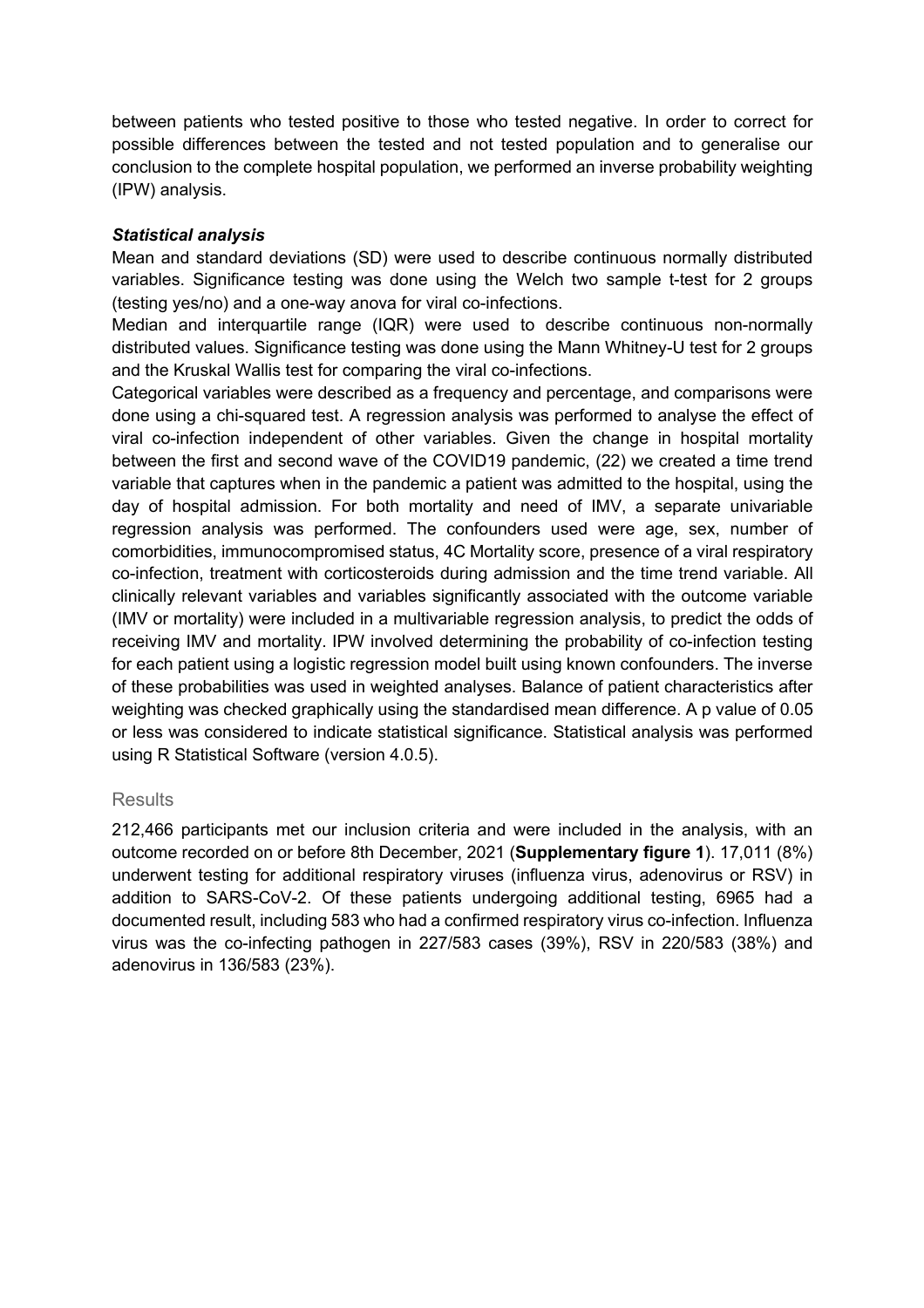between patients who tested positive to those who tested negative. In order to correct for possible differences between the tested and not tested population and to generalise our conclusion to the complete hospital population, we performed an inverse probability weighting (IPW) analysis.

### ***Statistical analysis***

Mean and standard deviations (SD) were used to describe continuous normally distributed variables. Significance testing was done using the Welch two sample t-test for 2 groups (testing yes/no) and a one-way anova for viral co-infections.

Median and interquartile range (IQR) were used to describe continuous non-normally distributed values. Significance testing was done using the Mann Whitney-U test for 2 groups and the Kruskal Wallis test for comparing the viral co-infections.

Categorical variables were described as a frequency and percentage, and comparisons were done using a chi-squared test. A regression analysis was performed to analyse the effect of viral co-infection independent of other variables. Given the change in hospital mortality between the first and second wave of the COVID19 pandemic, (22) we created a time trend variable that captures when in the pandemic a patient was admitted to the hospital, using the day of hospital admission. For both mortality and need of IMV, a separate univariable regression analysis was performed. The confounders used were age, sex, number of comorbidities, immunocompromised status, 4C Mortality score, presence of a viral respiratory co-infection, treatment with corticosteroids during admission and the time trend variable. All clinically relevant variables and variables significantly associated with the outcome variable (IMV or mortality) were included in a multivariable regression analysis, to predict the odds of receiving IMV and mortality. IPW involved determining the probability of co-infection testing for each patient using a logistic regression model built using known confounders. The inverse of these probabilities was used in weighted analyses. Balance of patient characteristics after weighting was checked graphically using the standardised mean difference. A p value of 0.05 or less was considered to indicate statistical significance. Statistical analysis was performed using R Statistical Software (version 4.0.5).

## Results

212,466 participants met our inclusion criteria and were included in the analysis, with an outcome recorded on or before 8th December, 2021 (**Supplementary figure 1**). 17,011 (8%) underwent testing for additional respiratory viruses (influenza virus, adenovirus or RSV) in addition to SARS-CoV-2. Of these patients undergoing additional testing, 6965 had a documented result, including 583 who had a confirmed respiratory virus co-infection. Influenza virus was the co-infecting pathogen in 227/583 cases (39%), RSV in 220/583 (38%) and adenovirus in 136/583 (23%).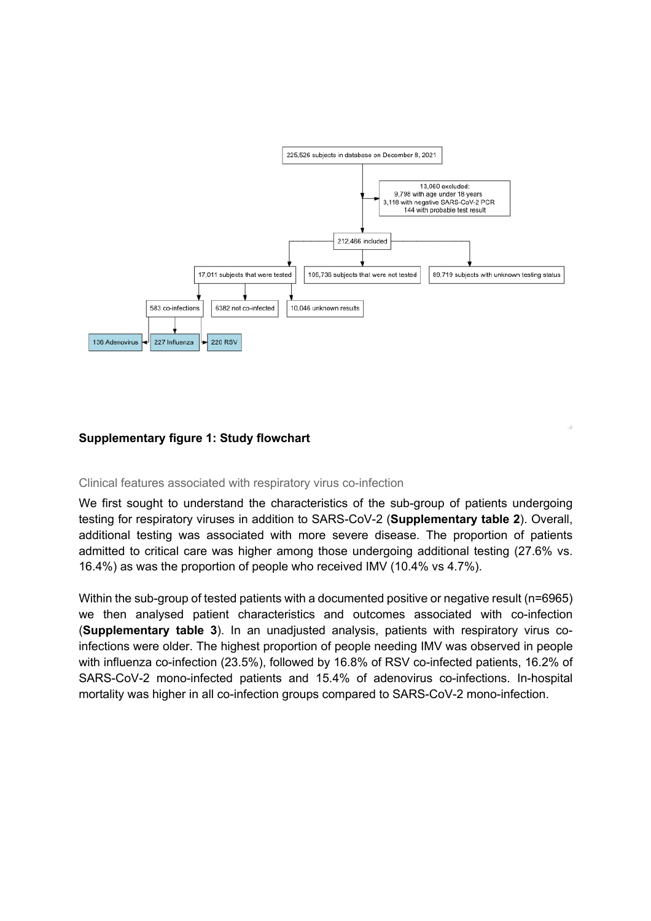225,526 subjects in database on December 8, 2021

13,060 excluded:
9,798 with age under 18 years
3,118 with negative SARS-CoV-2 PCR
144 with probable test result

212,466 included

17,011 subjects that were tested

105,736 subjects that were not tested

89,719 subjects with unknown testing status

583 co-infections

6382 not co-infected

10,046 unknown results

136 Adenovirus

227 Influenza

220 RSV

**Supplementary figure 1: Study flowchart**

## Clinical features associated with respiratory virus co-infection

We first sought to understand the characteristics of the sub-group of patients undergoing testing for respiratory viruses in addition to SARS-CoV-2 (**Supplementary table 2**). Overall, additional testing was associated with more severe disease. The proportion of patients admitted to critical care was higher among those undergoing additional testing (27.6% vs. 16.4%) as was the proportion of people who received IMV (10.4% vs 4.7%).

Within the sub-group of tested patients with a documented positive or negative result (n=6965) we then analysed patient characteristics and outcomes associated with co-infection (**Supplementary table 3**). In an unadjusted analysis, patients with respiratory virus co-infections were older. The highest proportion of people needing IMV was observed in people with influenza co-infection (23.5%), followed by 16.8% of RSV co-infected patients, 16.2% of SARS-CoV-2 mono-infected patients and 15.4% of adenovirus co-infections. In-hospital mortality was higher in all co-infection groups compared to SARS-CoV-2 mono-infection.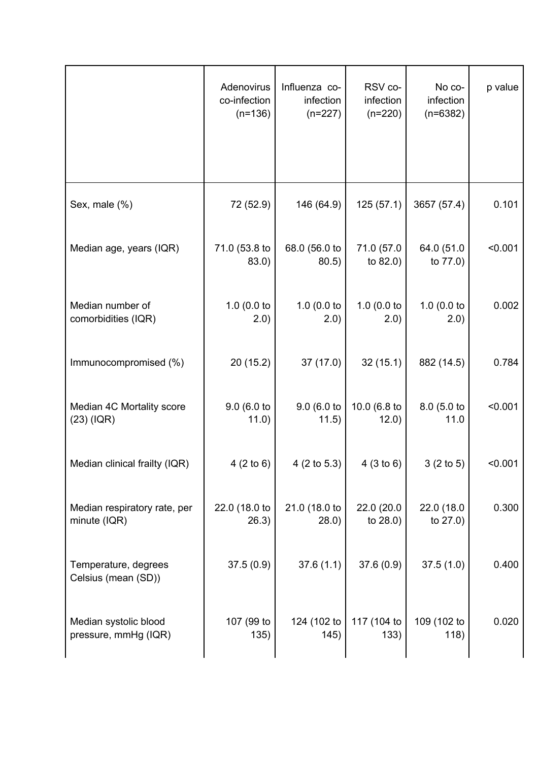| | Adenovirus co-infection (n=136) | Influenza co-infection (n=227) | RSV co-infection (n=220) | No co-infection (n=6382) | p value |
|---|---|---|---|---|---|
| Sex, male (%) | 72 (52.9) | 146 (64.9) | 125 (57.1) | 3657 (57.4) | 0.101 |
| Median age, years (IQR) | 71.0 (53.8 to 83.0) | 68.0 (56.0 to 80.5) | 71.0 (57.0 to 82.0) | 64.0 (51.0 to 77.0) | <0.001 |
| Median number of comorbidities (IQR) | 1.0 (0.0 to 2.0) | 1.0 (0.0 to 2.0) | 1.0 (0.0 to 2.0) | 1.0 (0.0 to 2.0) | 0.002 |
| Immunocompromised (%) | 20 (15.2) | 37 (17.0) | 32 (15.1) | 882 (14.5) | 0.784 |
| Median 4C Mortality score (23) (IQR) | 9.0 (6.0 to 11.0) | 9.0 (6.0 to 11.5) | 10.0 (6.8 to 12.0) | 8.0 (5.0 to 11.0 | <0.001 |
| Median clinical frailty (IQR) | 4 (2 to 6) | 4 (2 to 5.3) | 4 (3 to 6) | 3 (2 to 5) | <0.001 |
| Median respiratory rate, per minute (IQR) | 22.0 (18.0 to 26.3) | 21.0 (18.0 to 28.0) | 22.0 (20.0 to 28.0) | 22.0 (18.0 to 27.0) | 0.300 |
| Temperature, degrees Celsius (mean (SD)) | 37.5 (0.9) | 37.6 (1.1) | 37.6 (0.9) | 37.5 (1.0) | 0.400 |
| Median systolic blood pressure, mmHg (IQR) | 107 (99 to 135) | 124 (102 to 145) | 117 (104 to 133) | 109 (102 to 118) | 0.020 |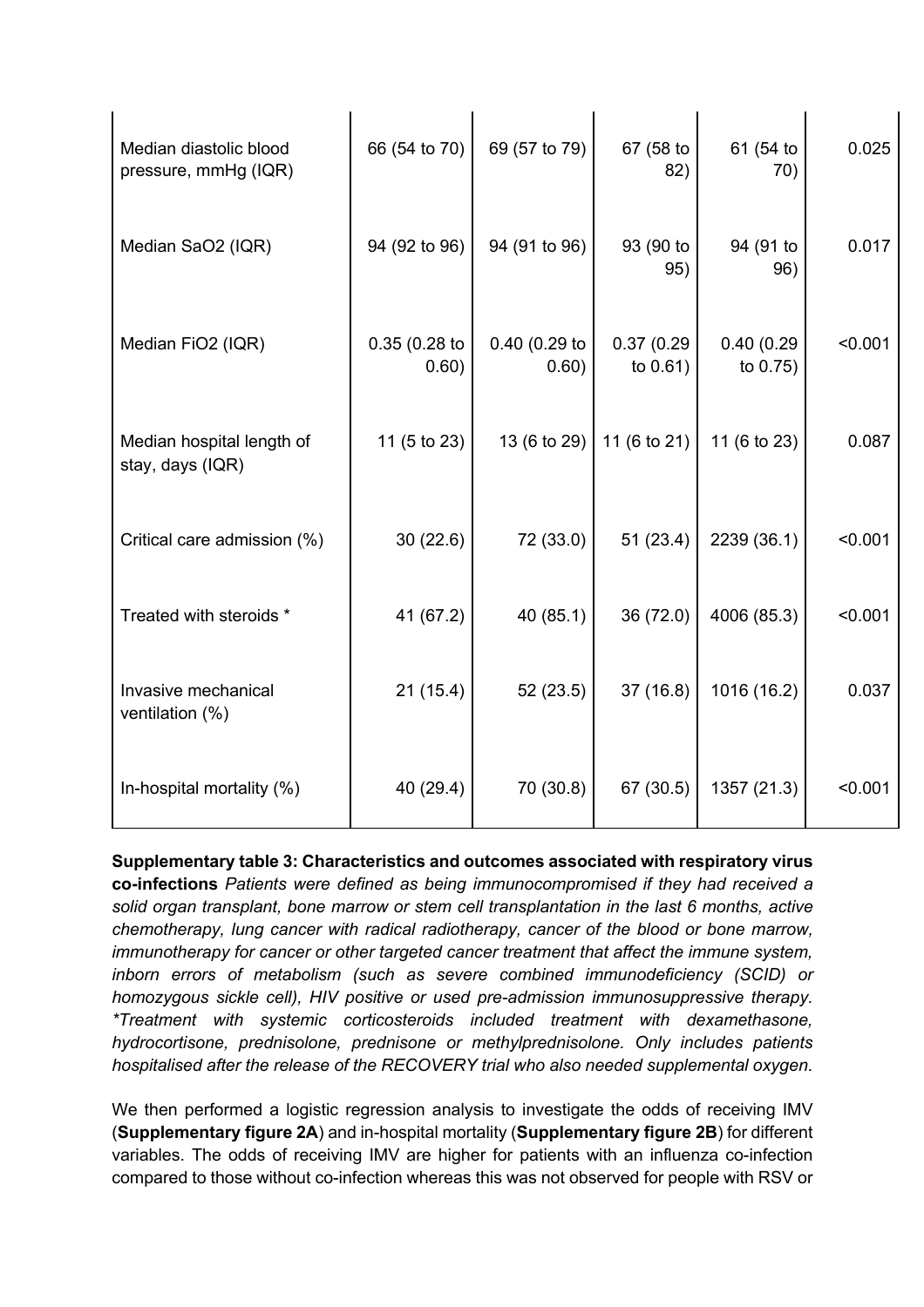| | | | | | |
|---|---|---|---|---|---|
| Median diastolic blood pressure, mmHg (IQR) | 66 (54 to 70) | 69 (57 to 79) | 67 (58 to 82) | 61 (54 to 70) | 0.025 |
| Median SaO2 (IQR) | 94 (92 to 96) | 94 (91 to 96) | 93 (90 to 95) | 94 (91 to 96) | 0.017 |
| Median FiO2 (IQR) | 0.35 (0.28 to 0.60) | 0.40 (0.29 to 0.60) | 0.37 (0.29 to 0.61) | 0.40 (0.29 to 0.75) | <0.001 |
| Median hospital length of stay, days (IQR) | 11 (5 to 23) | 13 (6 to 29) | 11 (6 to 21) | 11 (6 to 23) | 0.087 |
| Critical care admission (%) | 30 (22.6) | 72 (33.0) | 51 (23.4) | 2239 (36.1) | <0.001 |
| Treated with steroids * | 41 (67.2) | 40 (85.1) | 36 (72.0) | 4006 (85.3) | <0.001 |
| Invasive mechanical ventilation (%) | 21 (15.4) | 52 (23.5) | 37 (16.8) | 1016 (16.2) | 0.037 |
| In-hospital mortality (%) | 40 (29.4) | 70 (30.8) | 67 (30.5) | 1357 (21.3) | <0.001 |

**Supplementary table 3: Characteristics and outcomes associated with respiratory virus co-infections** *Patients were defined as being immunocompromised if they had received a solid organ transplant, bone marrow or stem cell transplantation in the last 6 months, active chemotherapy, lung cancer with radical radiotherapy, cancer of the blood or bone marrow, immunotherapy for cancer or other targeted cancer treatment that affect the immune system, inborn errors of metabolism (such as severe combined immunodeficiency (SCID) or homozygous sickle cell), HIV positive or used pre-admission immunosuppressive therapy. *Treatment with systemic corticosteroids included treatment with dexamethasone, hydrocortisone, prednisolone, prednisone or methylprednisolone. Only includes patients hospitalised after the release of the RECOVERY trial who also needed supplemental oxygen.*

We then performed a logistic regression analysis to investigate the odds of receiving IMV (**Supplementary figure 2A**) and in-hospital mortality (**Supplementary figure 2B**) for different variables. The odds of receiving IMV are higher for patients with an influenza co-infection compared to those without co-infection whereas this was not observed for people with RSV or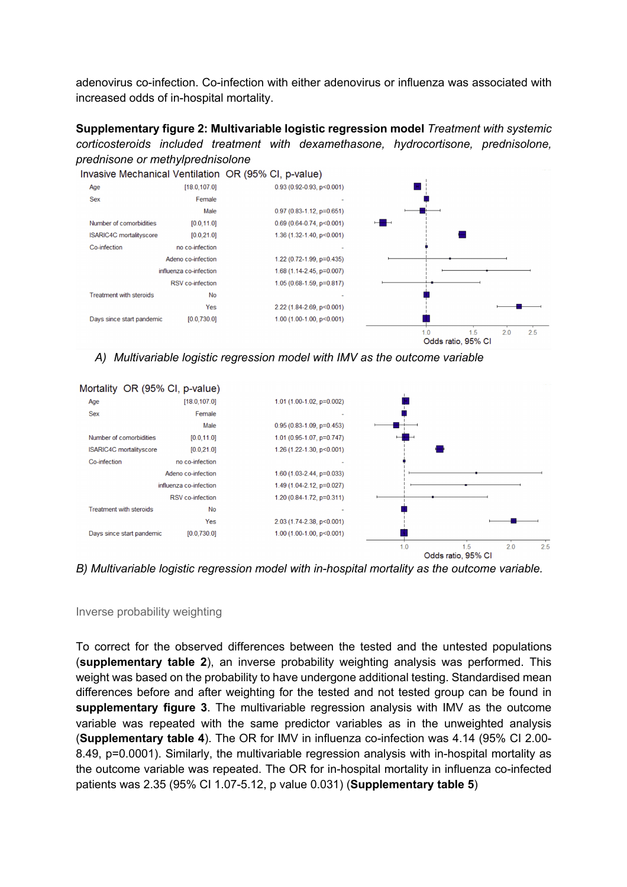adenovirus co-infection. Co-infection with either adenovirus or influenza was associated with increased odds of in-hospital mortality.

**Supplementary figure 2: Multivariable logistic regression model** *Treatment with systemic corticosteroids included treatment with dexamethasone, hydrocortisone, prednisolone, prednisone or methylprednisolone*

Invasive Mechanical Ventilation OR (95% CI, p-value)

| Variable | | OR (95% CI, p-value) |
|---|---|---|
| Age | [18.0,107.0] | 0.93 (0.92-0.93, p<0.001) |
| Sex | Female | - |
| | Male | 0.97 (0.83-1.12, p=0.651) |
| Number of comorbidities | [0.0,11.0] | 0.69 (0.64-0.74, p<0.001) |
| ISARIC4C mortalityscore | [0.0,21.0] | 1.36 (1.32-1.40, p<0.001) |
| Co-infection | no co-infection | - |
| | Adeno co-infection | 1.22 (0.72-1.99, p=0.435) |
| | influenza co-infection | 1.68 (1.14-2.45, p=0.007) |
| | RSV co-infection | 1.05 (0.68-1.59, p=0.817) |
| Treatment with steroids | No | - |
| | Yes | 2.22 (1.84-2.69, p<0.001) |
| Days since start pandemic | [0.0,730.0] | 1.00 (1.00-1.00, p<0.001) |

*A) Multivariable logistic regression model with IMV as the outcome variable*

Mortality OR (95% CI, p-value)

| Variable | | OR (95% CI, p-value) |
|---|---|---|
| Age | [18.0,107.0] | 1.01 (1.00-1.02, p=0.002) |
| Sex | Female | - |
| | Male | 0.95 (0.83-1.09, p=0.453) |
| Number of comorbidities | [0.0,11.0] | 1.01 (0.95-1.07, p=0.747) |
| ISARIC4C mortalityscore | [0.0,21.0] | 1.26 (1.22-1.30, p<0.001) |
| Co-infection | no co-infection | - |
| | Adeno co-infection | 1.60 (1.03-2.44, p=0.033) |
| | influenza co-infection | 1.49 (1.04-2.12, p=0.027) |
| | RSV co-infection | 1.20 (0.84-1.72, p=0.311) |
| Treatment with steroids | No | - |
| | Yes | 2.03 (1.74-2.38, p<0.001) |
| Days since start pandemic | [0.0,730.0] | 1.00 (1.00-1.00, p<0.001) |

*B) Multivariable logistic regression model with in-hospital mortality as the outcome variable.*

## Inverse probability weighting

To correct for the observed differences between the tested and the untested populations (**supplementary table 2**), an inverse probability weighting analysis was performed. This weight was based on the probability to have undergone additional testing. Standardised mean differences before and after weighting for the tested and not tested group can be found in **supplementary figure 3**. The multivariable regression analysis with IMV as the outcome variable was repeated with the same predictor variables as in the unweighted analysis (**Supplementary table 4**). The OR for IMV in influenza co-infection was 4.14 (95% CI 2.00-8.49, p=0.0001). Similarly, the multivariable regression analysis with in-hospital mortality as the outcome variable was repeated. The OR for in-hospital mortality in influenza co-infected patients was 2.35 (95% CI 1.07-5.12, p value 0.031) (**Supplementary table 5**)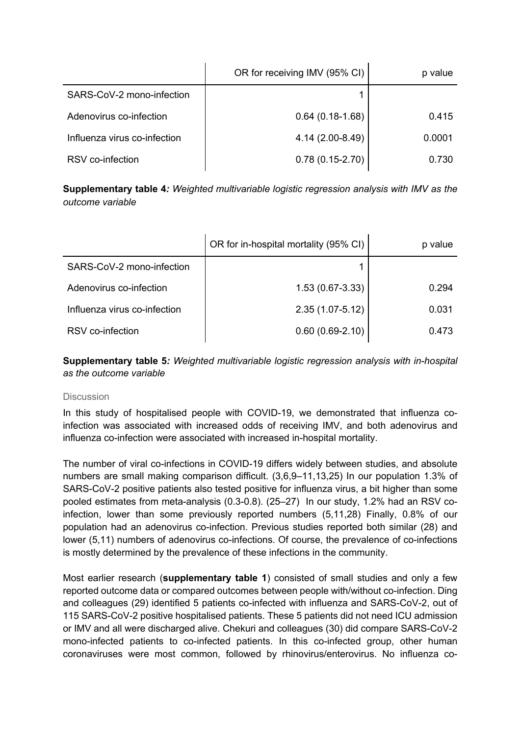|  | OR for receiving IMV (95% CI) | p value |
|---|---|---|
| SARS-CoV-2 mono-infection | 1 |  |
| Adenovirus co-infection | 0.64 (0.18-1.68) | 0.415 |
| Influenza virus co-infection | 4.14 (2.00-8.49) | 0.0001 |
| RSV co-infection | 0.78 (0.15-2.70) | 0.730 |

**Supplementary table 4***: Weighted multivariable logistic regression analysis with IMV as the outcome variable*

|  | OR for in-hospital mortality (95% CI) | p value |
|---|---|---|
| SARS-CoV-2 mono-infection | 1 |  |
| Adenovirus co-infection | 1.53 (0.67-3.33) | 0.294 |
| Influenza virus co-infection | 2.35 (1.07-5.12) | 0.031 |
| RSV co-infection | 0.60 (0.69-2.10) | 0.473 |

**Supplementary table 5***: Weighted multivariable logistic regression analysis with in-hospital as the outcome variable*

## Discussion

In this study of hospitalised people with COVID-19, we demonstrated that influenza co-infection was associated with increased odds of receiving IMV, and both adenovirus and influenza co-infection were associated with increased in-hospital mortality.

The number of viral co-infections in COVID-19 differs widely between studies, and absolute numbers are small making comparison difficult. (3,6,9–11,13,25) In our population 1.3% of SARS-CoV-2 positive patients also tested positive for influenza virus, a bit higher than some pooled estimates from meta-analysis (0.3-0.8). (25–27) In our study, 1.2% had an RSV co-infection, lower than some previously reported numbers (5,11,28) Finally, 0.8% of our population had an adenovirus co-infection. Previous studies reported both similar (28) and lower (5,11) numbers of adenovirus co-infections. Of course, the prevalence of co-infections is mostly determined by the prevalence of these infections in the community.

Most earlier research (**supplementary table 1**) consisted of small studies and only a few reported outcome data or compared outcomes between people with/without co-infection. Ding and colleagues (29) identified 5 patients co-infected with influenza and SARS-CoV-2, out of 115 SARS-CoV-2 positive hospitalised patients. These 5 patients did not need ICU admission or IMV and all were discharged alive. Chekuri and colleagues (30) did compare SARS-CoV-2 mono-infected patients to co-infected patients. In this co-infected group, other human coronaviruses were most common, followed by rhinovirus/enterovirus. No influenza co-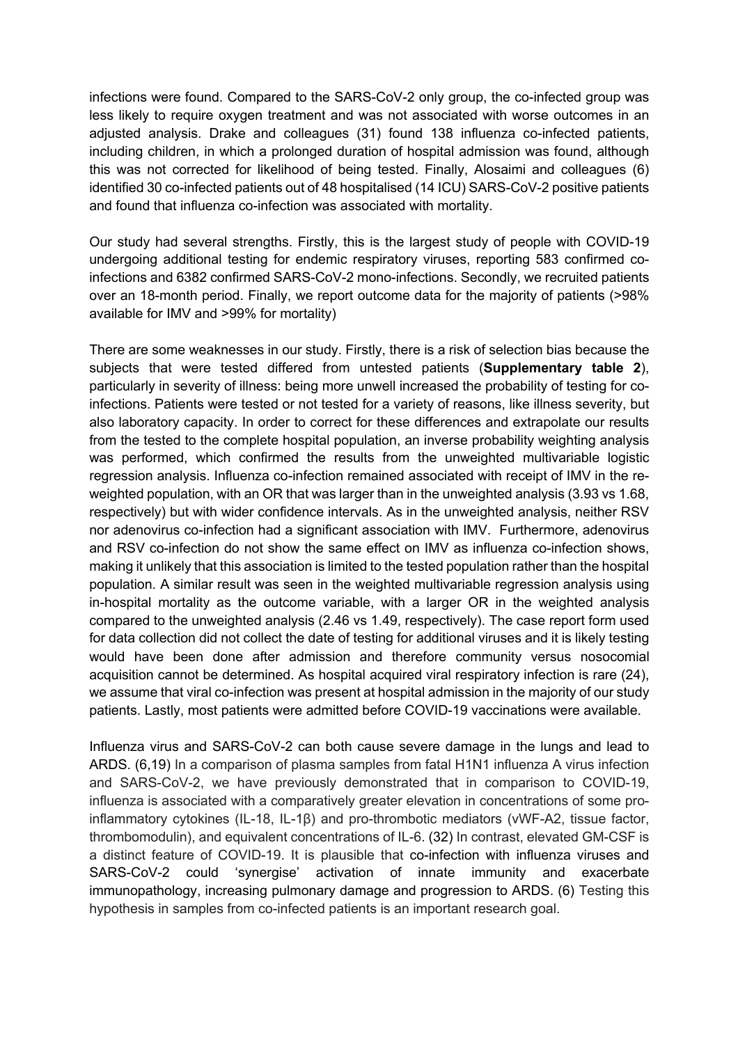infections were found. Compared to the SARS-CoV-2 only group, the co-infected group was less likely to require oxygen treatment and was not associated with worse outcomes in an adjusted analysis. Drake and colleagues (31) found 138 influenza co-infected patients, including children, in which a prolonged duration of hospital admission was found, although this was not corrected for likelihood of being tested. Finally, Alosaimi and colleagues (6) identified 30 co-infected patients out of 48 hospitalised (14 ICU) SARS-CoV-2 positive patients and found that influenza co-infection was associated with mortality.

Our study had several strengths. Firstly, this is the largest study of people with COVID-19 undergoing additional testing for endemic respiratory viruses, reporting 583 confirmed co-infections and 6382 confirmed SARS-CoV-2 mono-infections. Secondly, we recruited patients over an 18-month period. Finally, we report outcome data for the majority of patients (>98% available for IMV and >99% for mortality)

There are some weaknesses in our study. Firstly, there is a risk of selection bias because the subjects that were tested differed from untested patients (**Supplementary table 2**), particularly in severity of illness: being more unwell increased the probability of testing for co-infections. Patients were tested or not tested for a variety of reasons, like illness severity, but also laboratory capacity. In order to correct for these differences and extrapolate our results from the tested to the complete hospital population, an inverse probability weighting analysis was performed, which confirmed the results from the unweighted multivariable logistic regression analysis. Influenza co-infection remained associated with receipt of IMV in the re-weighted population, with an OR that was larger than in the unweighted analysis (3.93 vs 1.68, respectively) but with wider confidence intervals. As in the unweighted analysis, neither RSV nor adenovirus co-infection had a significant association with IMV. Furthermore, adenovirus and RSV co-infection do not show the same effect on IMV as influenza co-infection shows, making it unlikely that this association is limited to the tested population rather than the hospital population. A similar result was seen in the weighted multivariable regression analysis using in-hospital mortality as the outcome variable, with a larger OR in the weighted analysis compared to the unweighted analysis (2.46 vs 1.49, respectively). The case report form used for data collection did not collect the date of testing for additional viruses and it is likely testing would have been done after admission and therefore community versus nosocomial acquisition cannot be determined. As hospital acquired viral respiratory infection is rare (24), we assume that viral co-infection was present at hospital admission in the majority of our study patients. Lastly, most patients were admitted before COVID-19 vaccinations were available.

Influenza virus and SARS-CoV-2 can both cause severe damage in the lungs and lead to ARDS. (6,19) In a comparison of plasma samples from fatal H1N1 influenza A virus infection and SARS-CoV-2, we have previously demonstrated that in comparison to COVID-19, influenza is associated with a comparatively greater elevation in concentrations of some pro-inflammatory cytokines (IL-18, IL-1β) and pro-thrombotic mediators (vWF-A2, tissue factor, thrombomodulin), and equivalent concentrations of IL-6. (32) In contrast, elevated GM-CSF is a distinct feature of COVID-19. It is plausible that co-infection with influenza viruses and SARS-CoV-2 could 'synergise' activation of innate immunity and exacerbate immunopathology, increasing pulmonary damage and progression to ARDS. (6) Testing this hypothesis in samples from co-infected patients is an important research goal.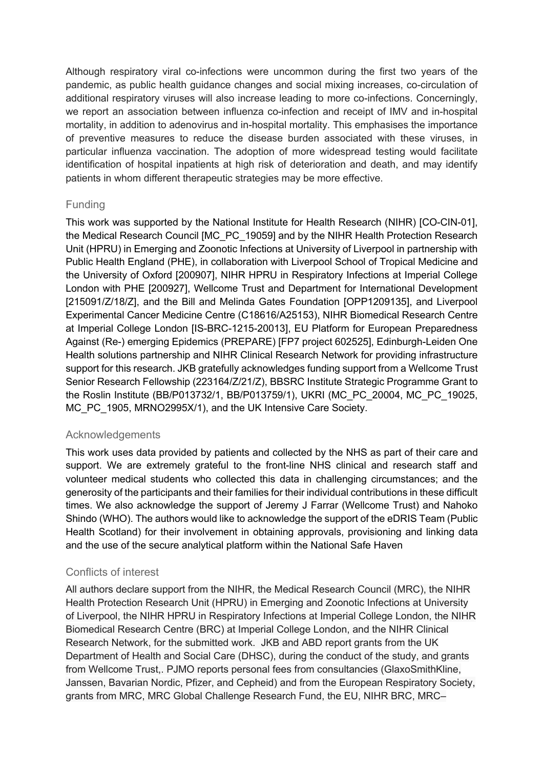Although respiratory viral co-infections were uncommon during the first two years of the pandemic, as public health guidance changes and social mixing increases, co-circulation of additional respiratory viruses will also increase leading to more co-infections. Concerningly, we report an association between influenza co-infection and receipt of IMV and in-hospital mortality, in addition to adenovirus and in-hospital mortality. This emphasises the importance of preventive measures to reduce the disease burden associated with these viruses, in particular influenza vaccination. The adoption of more widespread testing would facilitate identification of hospital inpatients at high risk of deterioration and death, and may identify patients in whom different therapeutic strategies may be more effective.

## Funding

This work was supported by the National Institute for Health Research (NIHR) [CO-CIN-01], the Medical Research Council [MC_PC_19059] and by the NIHR Health Protection Research Unit (HPRU) in Emerging and Zoonotic Infections at University of Liverpool in partnership with Public Health England (PHE), in collaboration with Liverpool School of Tropical Medicine and the University of Oxford [200907], NIHR HPRU in Respiratory Infections at Imperial College London with PHE [200927], Wellcome Trust and Department for International Development [215091/Z/18/Z], and the Bill and Melinda Gates Foundation [OPP1209135], and Liverpool Experimental Cancer Medicine Centre (C18616/A25153), NIHR Biomedical Research Centre at Imperial College London [IS-BRC-1215-20013], EU Platform for European Preparedness Against (Re-) emerging Epidemics (PREPARE) [FP7 project 602525], Edinburgh-Leiden One Health solutions partnership and NIHR Clinical Research Network for providing infrastructure support for this research. JKB gratefully acknowledges funding support from a Wellcome Trust Senior Research Fellowship (223164/Z/21/Z), BBSRC Institute Strategic Programme Grant to the Roslin Institute (BB/P013732/1, BB/P013759/1), UKRI (MC_PC_20004, MC_PC_19025, MC_PC_1905, MRNO2995X/1), and the UK Intensive Care Society.

## Acknowledgements

This work uses data provided by patients and collected by the NHS as part of their care and support. We are extremely grateful to the front-line NHS clinical and research staff and volunteer medical students who collected this data in challenging circumstances; and the generosity of the participants and their families for their individual contributions in these difficult times. We also acknowledge the support of Jeremy J Farrar (Wellcome Trust) and Nahoko Shindo (WHO). The authors would like to acknowledge the support of the eDRIS Team (Public Health Scotland) for their involvement in obtaining approvals, provisioning and linking data and the use of the secure analytical platform within the National Safe Haven

## Conflicts of interest

All authors declare support from the NIHR, the Medical Research Council (MRC), the NIHR Health Protection Research Unit (HPRU) in Emerging and Zoonotic Infections at University of Liverpool, the NIHR HPRU in Respiratory Infections at Imperial College London, the NIHR Biomedical Research Centre (BRC) at Imperial College London, and the NIHR Clinical Research Network, for the submitted work. JKB and ABD report grants from the UK Department of Health and Social Care (DHSC), during the conduct of the study, and grants from Wellcome Trust,. PJMO reports personal fees from consultancies (GlaxoSmithKline, Janssen, Bavarian Nordic, Pfizer, and Cepheid) and from the European Respiratory Society, grants from MRC, MRC Global Challenge Research Fund, the EU, NIHR BRC, MRC–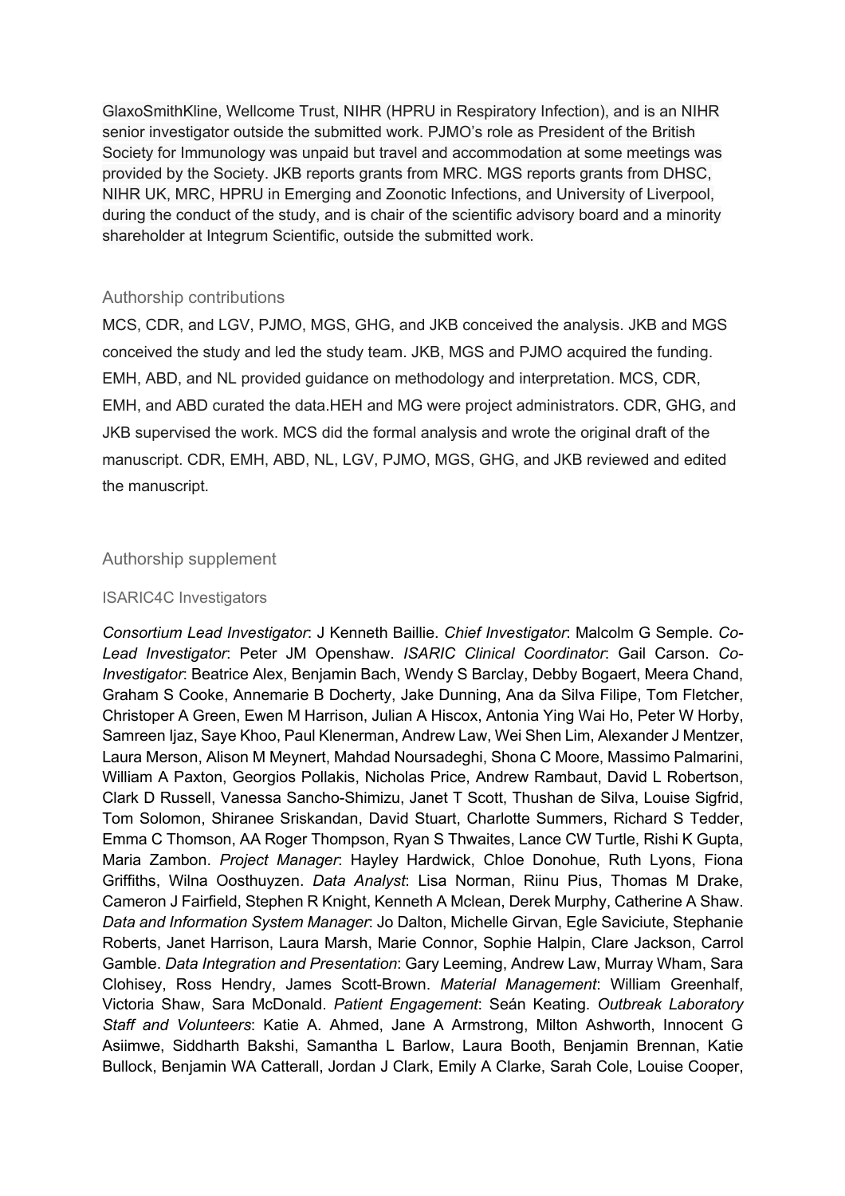GlaxoSmithKline, Wellcome Trust, NIHR (HPRU in Respiratory Infection), and is an NIHR senior investigator outside the submitted work. PJMO's role as President of the British Society for Immunology was unpaid but travel and accommodation at some meetings was provided by the Society. JKB reports grants from MRC. MGS reports grants from DHSC, NIHR UK, MRC, HPRU in Emerging and Zoonotic Infections, and University of Liverpool, during the conduct of the study, and is chair of the scientific advisory board and a minority shareholder at Integrum Scientific, outside the submitted work.

## Authorship contributions

MCS, CDR, and LGV, PJMO, MGS, GHG, and JKB conceived the analysis. JKB and MGS conceived the study and led the study team. JKB, MGS and PJMO acquired the funding. EMH, ABD, and NL provided guidance on methodology and interpretation. MCS, CDR, EMH, and ABD curated the data.HEH and MG were project administrators. CDR, GHG, and JKB supervised the work. MCS did the formal analysis and wrote the original draft of the manuscript. CDR, EMH, ABD, NL, LGV, PJMO, MGS, GHG, and JKB reviewed and edited the manuscript.

## Authorship supplement

### ISARIC4C Investigators

*Consortium Lead Investigator*: J Kenneth Baillie. *Chief Investigator*: Malcolm G Semple. *Co-Lead Investigator*: Peter JM Openshaw. *ISARIC Clinical Coordinator*: Gail Carson. *Co-Investigator*: Beatrice Alex, Benjamin Bach, Wendy S Barclay, Debby Bogaert, Meera Chand, Graham S Cooke, Annemarie B Docherty, Jake Dunning, Ana da Silva Filipe, Tom Fletcher, Christoper A Green, Ewen M Harrison, Julian A Hiscox, Antonia Ying Wai Ho, Peter W Horby, Samreen Ijaz, Saye Khoo, Paul Klenerman, Andrew Law, Wei Shen Lim, Alexander J Mentzer, Laura Merson, Alison M Meynert, Mahdad Noursadeghi, Shona C Moore, Massimo Palmarini, William A Paxton, Georgios Pollakis, Nicholas Price, Andrew Rambaut, David L Robertson, Clark D Russell, Vanessa Sancho-Shimizu, Janet T Scott, Thushan de Silva, Louise Sigfrid, Tom Solomon, Shiranee Sriskandan, David Stuart, Charlotte Summers, Richard S Tedder, Emma C Thomson, AA Roger Thompson, Ryan S Thwaites, Lance CW Turtle, Rishi K Gupta, Maria Zambon. *Project Manager*: Hayley Hardwick, Chloe Donohue, Ruth Lyons, Fiona Griffiths, Wilna Oosthuyzen. *Data Analyst*: Lisa Norman, Riinu Pius, Thomas M Drake, Cameron J Fairfield, Stephen R Knight, Kenneth A Mclean, Derek Murphy, Catherine A Shaw. *Data and Information System Manager*: Jo Dalton, Michelle Girvan, Egle Saviciute, Stephanie Roberts, Janet Harrison, Laura Marsh, Marie Connor, Sophie Halpin, Clare Jackson, Carrol Gamble. *Data Integration and Presentation*: Gary Leeming, Andrew Law, Murray Wham, Sara Clohisey, Ross Hendry, James Scott-Brown. *Material Management*: William Greenhalf, Victoria Shaw, Sara McDonald. *Patient Engagement*: Seán Keating. *Outbreak Laboratory Staff and Volunteers*: Katie A. Ahmed, Jane A Armstrong, Milton Ashworth, Innocent G Asiimwe, Siddharth Bakshi, Samantha L Barlow, Laura Booth, Benjamin Brennan, Katie Bullock, Benjamin WA Catterall, Jordan J Clark, Emily A Clarke, Sarah Cole, Louise Cooper,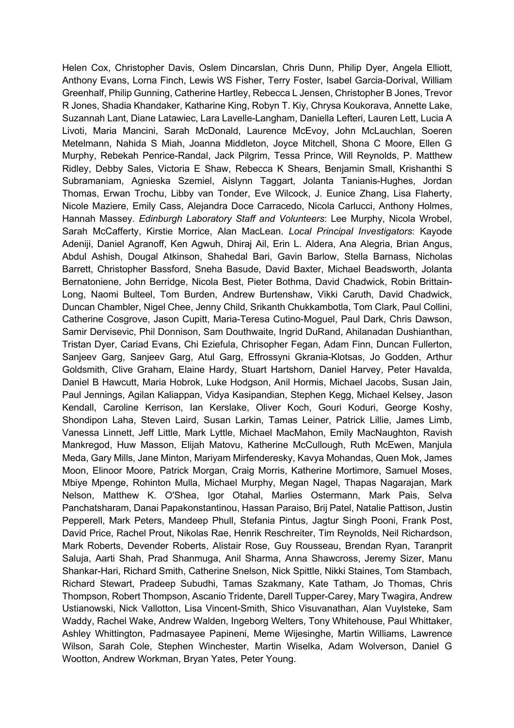Helen Cox, Christopher Davis, Oslem Dincarslan, Chris Dunn, Philip Dyer, Angela Elliott, Anthony Evans, Lorna Finch, Lewis WS Fisher, Terry Foster, Isabel Garcia-Dorival, William Greenhalf, Philip Gunning, Catherine Hartley, Rebecca L Jensen, Christopher B Jones, Trevor R Jones, Shadia Khandaker, Katharine King, Robyn T. Kiy, Chrysa Koukorava, Annette Lake, Suzannah Lant, Diane Latawiec, Lara Lavelle-Langham, Daniella Lefteri, Lauren Lett, Lucia A Livoti, Maria Mancini, Sarah McDonald, Laurence McEvoy, John McLauchlan, Soeren Metelmann, Nahida S Miah, Joanna Middleton, Joyce Mitchell, Shona C Moore, Ellen G Murphy, Rebekah Penrice-Randal, Jack Pilgrim, Tessa Prince, Will Reynolds, P. Matthew Ridley, Debby Sales, Victoria E Shaw, Rebecca K Shears, Benjamin Small, Krishanthi S Subramaniam, Agnieska Szemiel, Aislynn Taggart, Jolanta Tanianis-Hughes, Jordan Thomas, Erwan Trochu, Libby van Tonder, Eve Wilcock, J. Eunice Zhang, Lisa Flaherty, Nicole Maziere, Emily Cass, Alejandra Doce Carracedo, Nicola Carlucci, Anthony Holmes, Hannah Massey. *Edinburgh Laboratory Staff and Volunteers*: Lee Murphy, Nicola Wrobel, Sarah McCafferty, Kirstie Morrice, Alan MacLean. *Local Principal Investigators*: Kayode Adeniji, Daniel Agranoff, Ken Agwuh, Dhiraj Ail, Erin L. Aldera, Ana Alegria, Brian Angus, Abdul Ashish, Dougal Atkinson, Shahedal Bari, Gavin Barlow, Stella Barnass, Nicholas Barrett, Christopher Bassford, Sneha Basude, David Baxter, Michael Beadsworth, Jolanta Bernatoniene, John Berridge, Nicola Best, Pieter Bothma, David Chadwick, Robin Brittain-Long, Naomi Bulteel, Tom Burden, Andrew Burtenshaw, Vikki Caruth, David Chadwick, Duncan Chambler, Nigel Chee, Jenny Child, Srikanth Chukkambotla, Tom Clark, Paul Collini, Catherine Cosgrove, Jason Cupitt, Maria-Teresa Cutino-Moguel, Paul Dark, Chris Dawson, Samir Dervisevic, Phil Donnison, Sam Douthwaite, Ingrid DuRand, Ahilanadan Dushianthan, Tristan Dyer, Cariad Evans, Chi Eziefula, Chrisopher Fegan, Adam Finn, Duncan Fullerton, Sanjeev Garg, Sanjeev Garg, Atul Garg, Effrossyni Gkrania-Klotsas, Jo Godden, Arthur Goldsmith, Clive Graham, Elaine Hardy, Stuart Hartshorn, Daniel Harvey, Peter Havalda, Daniel B Hawcutt, Maria Hobrok, Luke Hodgson, Anil Hormis, Michael Jacobs, Susan Jain, Paul Jennings, Agilan Kaliappan, Vidya Kasipandian, Stephen Kegg, Michael Kelsey, Jason Kendall, Caroline Kerrison, Ian Kerslake, Oliver Koch, Gouri Koduri, George Koshy, Shondipon Laha, Steven Laird, Susan Larkin, Tamas Leiner, Patrick Lillie, James Limb, Vanessa Linnett, Jeff Little, Mark Lyttle, Michael MacMahon, Emily MacNaughton, Ravish Mankregod, Huw Masson, Elijah Matovu, Katherine McCullough, Ruth McEwen, Manjula Meda, Gary Mills, Jane Minton, Mariyam Mirfenderesky, Kavya Mohandas, Quen Mok, James Moon, Elinoor Moore, Patrick Morgan, Craig Morris, Katherine Mortimore, Samuel Moses, Mbiye Mpenge, Rohinton Mulla, Michael Murphy, Megan Nagel, Thapas Nagarajan, Mark Nelson, Matthew K. O'Shea, Igor Otahal, Marlies Ostermann, Mark Pais, Selva Panchatsharam, Danai Papakonstantinou, Hassan Paraiso, Brij Patel, Natalie Pattison, Justin Pepperell, Mark Peters, Mandeep Phull, Stefania Pintus, Jagtur Singh Pooni, Frank Post, David Price, Rachel Prout, Nikolas Rae, Henrik Reschreiter, Tim Reynolds, Neil Richardson, Mark Roberts, Devender Roberts, Alistair Rose, Guy Rousseau, Brendan Ryan, Taranprit Saluja, Aarti Shah, Prad Shanmuga, Anil Sharma, Anna Shawcross, Jeremy Sizer, Manu Shankar-Hari, Richard Smith, Catherine Snelson, Nick Spittle, Nikki Staines, Tom Stambach, Richard Stewart, Pradeep Subudhi, Tamas Szakmany, Kate Tatham, Jo Thomas, Chris Thompson, Robert Thompson, Ascanio Tridente, Darell Tupper-Carey, Mary Twagira, Andrew Ustianowski, Nick Vallotton, Lisa Vincent-Smith, Shico Visuvanathan, Alan Vuylsteke, Sam Waddy, Rachel Wake, Andrew Walden, Ingeborg Welters, Tony Whitehouse, Paul Whittaker, Ashley Whittington, Padmasayee Papineni, Meme Wijesinghe, Martin Williams, Lawrence Wilson, Sarah Cole, Stephen Winchester, Martin Wiselka, Adam Wolverson, Daniel G Wootton, Andrew Workman, Bryan Yates, Peter Young.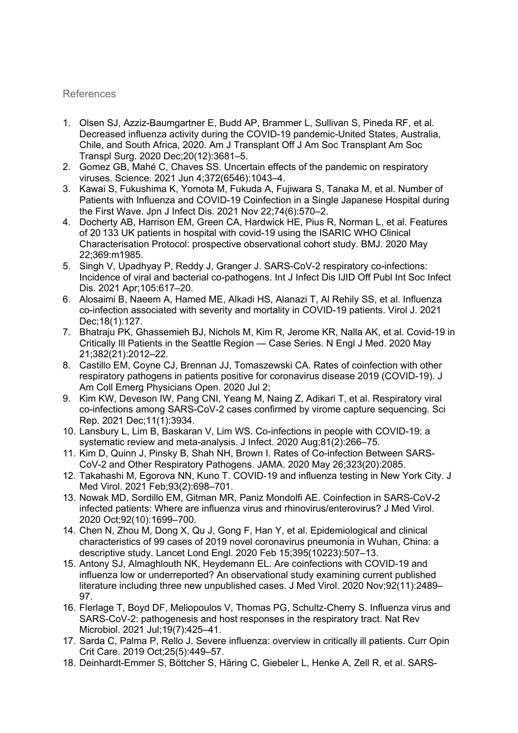References

1. Olsen SJ, Azziz-Baumgartner E, Budd AP, Brammer L, Sullivan S, Pineda RF, et al. Decreased influenza activity during the COVID-19 pandemic-United States, Australia, Chile, and South Africa, 2020. Am J Transplant Off J Am Soc Transplant Am Soc Transpl Surg. 2020 Dec;20(12):3681–5.
2. Gomez GB, Mahé C, Chaves SS. Uncertain effects of the pandemic on respiratory viruses. Science. 2021 Jun 4;372(6546):1043–4.
3. Kawai S, Fukushima K, Yomota M, Fukuda A, Fujiwara S, Tanaka M, et al. Number of Patients with Influenza and COVID-19 Coinfection in a Single Japanese Hospital during the First Wave. Jpn J Infect Dis. 2021 Nov 22;74(6):570–2.
4. Docherty AB, Harrison EM, Green CA, Hardwick HE, Pius R, Norman L, et al. Features of 20 133 UK patients in hospital with covid-19 using the ISARIC WHO Clinical Characterisation Protocol: prospective observational cohort study. BMJ. 2020 May 22;369:m1985.
5. Singh V, Upadhyay P, Reddy J, Granger J. SARS-CoV-2 respiratory co-infections: Incidence of viral and bacterial co-pathogens. Int J Infect Dis IJID Off Publ Int Soc Infect Dis. 2021 Apr;105:617–20.
6. Alosaimi B, Naeem A, Hamed ME, Alkadi HS, Alanazi T, Al Rehily SS, et al. Influenza co-infection associated with severity and mortality in COVID-19 patients. Virol J. 2021 Dec;18(1):127.
7. Bhatraju PK, Ghassemieh BJ, Nichols M, Kim R, Jerome KR, Nalla AK, et al. Covid-19 in Critically Ill Patients in the Seattle Region — Case Series. N Engl J Med. 2020 May 21;382(21):2012–22.
8. Castillo EM, Coyne CJ, Brennan JJ, Tomaszewski CA. Rates of coinfection with other respiratory pathogens in patients positive for coronavirus disease 2019 (COVID-19). J Am Coll Emerg Physicians Open. 2020 Jul 2;
9. Kim KW, Deveson IW, Pang CNI, Yeang M, Naing Z, Adikari T, et al. Respiratory viral co-infections among SARS-CoV-2 cases confirmed by virome capture sequencing. Sci Rep. 2021 Dec;11(1):3934.
10. Lansbury L, Lim B, Baskaran V, Lim WS. Co-infections in people with COVID-19: a systematic review and meta-analysis. J Infect. 2020 Aug;81(2):266–75.
11. Kim D, Quinn J, Pinsky B, Shah NH, Brown I. Rates of Co-infection Between SARS-CoV-2 and Other Respiratory Pathogens. JAMA. 2020 May 26;323(20):2085.
12. Takahashi M, Egorova NN, Kuno T. COVID-19 and influenza testing in New York City. J Med Virol. 2021 Feb;93(2):698–701.
13. Nowak MD, Sordillo EM, Gitman MR, Paniz Mondolfi AE. Coinfection in SARS-CoV-2 infected patients: Where are influenza virus and rhinovirus/enterovirus? J Med Virol. 2020 Oct;92(10):1699–700.
14. Chen N, Zhou M, Dong X, Qu J, Gong F, Han Y, et al. Epidemiological and clinical characteristics of 99 cases of 2019 novel coronavirus pneumonia in Wuhan, China: a descriptive study. Lancet Lond Engl. 2020 Feb 15;395(10223):507–13.
15. Antony SJ, Almaghlouth NK, Heydemann EL. Are coinfections with COVID-19 and influenza low or underreported? An observational study examining current published literature including three new unpublished cases. J Med Virol. 2020 Nov;92(11):2489–97.
16. Flerlage T, Boyd DF, Meliopoulos V, Thomas PG, Schultz-Cherry S. Influenza virus and SARS-CoV-2: pathogenesis and host responses in the respiratory tract. Nat Rev Microbiol. 2021 Jul;19(7):425–41.
17. Sarda C, Palma P, Rello J. Severe influenza: overview in critically ill patients. Curr Opin Crit Care. 2019 Oct;25(5):449–57.
18. Deinhardt-Emmer S, Böttcher S, Häring C, Giebeler L, Henke A, Zell R, et al. SARS-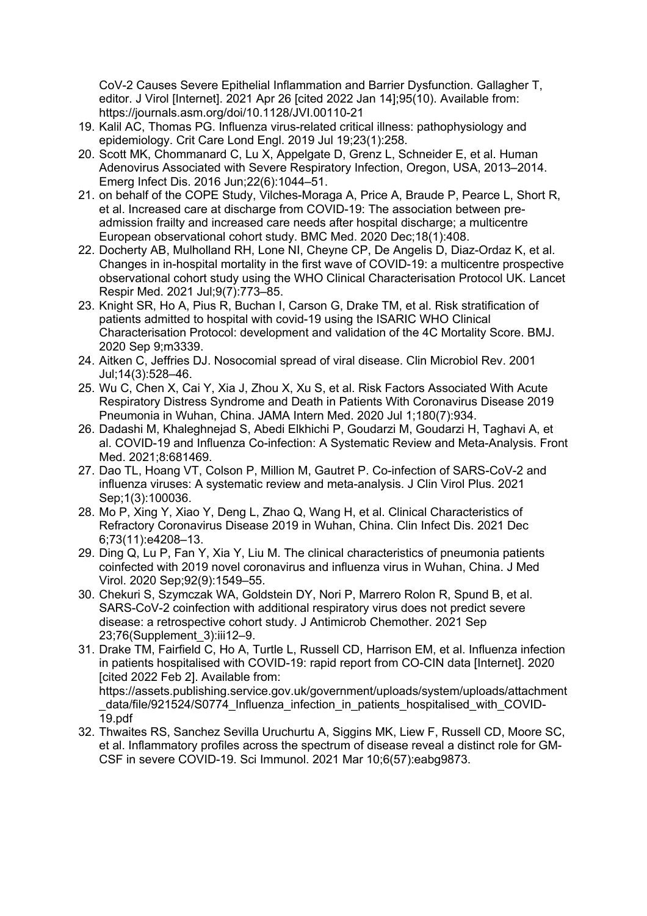CoV-2 Causes Severe Epithelial Inflammation and Barrier Dysfunction. Gallagher T, editor. J Virol [Internet]. 2021 Apr 26 [cited 2022 Jan 14];95(10). Available from: https://journals.asm.org/doi/10.1128/JVI.00110-21

19. Kalil AC, Thomas PG. Influenza virus-related critical illness: pathophysiology and epidemiology. Crit Care Lond Engl. 2019 Jul 19;23(1):258.
20. Scott MK, Chommanard C, Lu X, Appelgate D, Grenz L, Schneider E, et al. Human Adenovirus Associated with Severe Respiratory Infection, Oregon, USA, 2013–2014. Emerg Infect Dis. 2016 Jun;22(6):1044–51.
21. on behalf of the COPE Study, Vilches-Moraga A, Price A, Braude P, Pearce L, Short R, et al. Increased care at discharge from COVID-19: The association between pre-admission frailty and increased care needs after hospital discharge; a multicentre European observational cohort study. BMC Med. 2020 Dec;18(1):408.
22. Docherty AB, Mulholland RH, Lone NI, Cheyne CP, De Angelis D, Diaz-Ordaz K, et al. Changes in in-hospital mortality in the first wave of COVID-19: a multicentre prospective observational cohort study using the WHO Clinical Characterisation Protocol UK. Lancet Respir Med. 2021 Jul;9(7):773–85.
23. Knight SR, Ho A, Pius R, Buchan I, Carson G, Drake TM, et al. Risk stratification of patients admitted to hospital with covid-19 using the ISARIC WHO Clinical Characterisation Protocol: development and validation of the 4C Mortality Score. BMJ. 2020 Sep 9;m3339.
24. Aitken C, Jeffries DJ. Nosocomial spread of viral disease. Clin Microbiol Rev. 2001 Jul;14(3):528–46.
25. Wu C, Chen X, Cai Y, Xia J, Zhou X, Xu S, et al. Risk Factors Associated With Acute Respiratory Distress Syndrome and Death in Patients With Coronavirus Disease 2019 Pneumonia in Wuhan, China. JAMA Intern Med. 2020 Jul 1;180(7):934.
26. Dadashi M, Khaleghnejad S, Abedi Elkhichi P, Goudarzi M, Goudarzi H, Taghavi A, et al. COVID-19 and Influenza Co-infection: A Systematic Review and Meta-Analysis. Front Med. 2021;8:681469.
27. Dao TL, Hoang VT, Colson P, Million M, Gautret P. Co-infection of SARS-CoV-2 and influenza viruses: A systematic review and meta-analysis. J Clin Virol Plus. 2021 Sep;1(3):100036.
28. Mo P, Xing Y, Xiao Y, Deng L, Zhao Q, Wang H, et al. Clinical Characteristics of Refractory Coronavirus Disease 2019 in Wuhan, China. Clin Infect Dis. 2021 Dec 6;73(11):e4208–13.
29. Ding Q, Lu P, Fan Y, Xia Y, Liu M. The clinical characteristics of pneumonia patients coinfected with 2019 novel coronavirus and influenza virus in Wuhan, China. J Med Virol. 2020 Sep;92(9):1549–55.
30. Chekuri S, Szymczak WA, Goldstein DY, Nori P, Marrero Rolon R, Spund B, et al. SARS-CoV-2 coinfection with additional respiratory virus does not predict severe disease: a retrospective cohort study. J Antimicrob Chemother. 2021 Sep 23;76(Supplement_3):iii12–9.
31. Drake TM, Fairfield C, Ho A, Turtle L, Russell CD, Harrison EM, et al. Influenza infection in patients hospitalised with COVID-19: rapid report from CO-CIN data [Internet]. 2020 [cited 2022 Feb 2]. Available from: https://assets.publishing.service.gov.uk/government/uploads/system/uploads/attachment_data/file/921524/S0774_Influenza_infection_in_patients_hospitalised_with_COVID-19.pdf
32. Thwaites RS, Sanchez Sevilla Uruchurtu A, Siggins MK, Liew F, Russell CD, Moore SC, et al. Inflammatory profiles across the spectrum of disease reveal a distinct role for GM-CSF in severe COVID-19. Sci Immunol. 2021 Mar 10;6(57):eabg9873.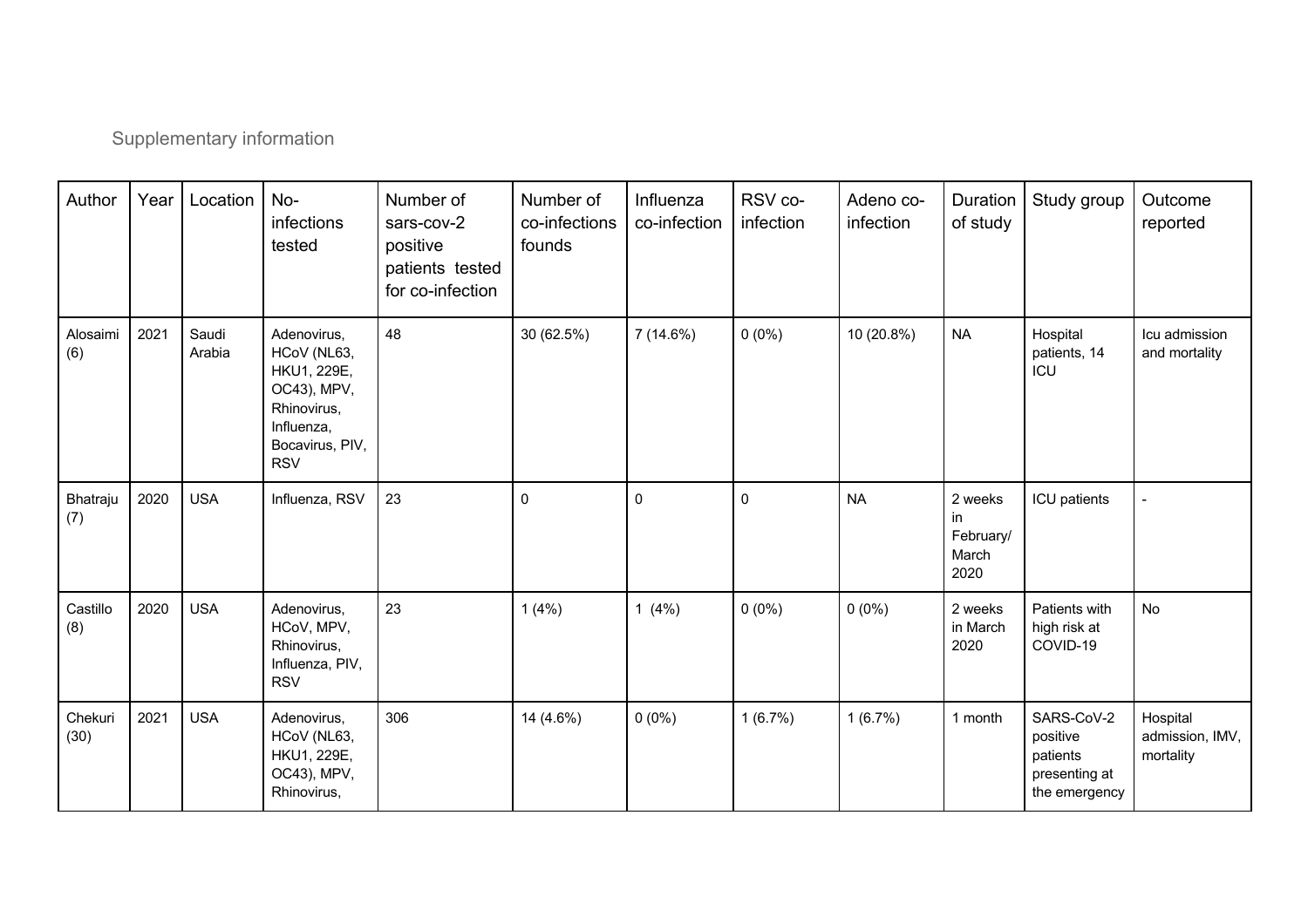Supplementary information

| Author | Year | Location | No-infections tested | Number of sars-cov-2 positive patients tested for co-infection | Number of co-infections founds | Influenza co-infection | RSV co-infection | Adeno co-infection | Duration of study | Study group | Outcome reported |
|---|---|---|---|---|---|---|---|---|---|---|---|
| Alosaimi (6) | 2021 | Saudi Arabia | Adenovirus, HCoV (NL63, HKU1, 229E, OC43), MPV, Rhinovirus, Influenza, Bocavirus, PIV, RSV | 48 | 30 (62.5%) | 7 (14.6%) | 0 (0%) | 10 (20.8%) | NA | Hospital patients, 14 ICU | Icu admission and mortality |
| Bhatraju (7) | 2020 | USA | Influenza, RSV | 23 | 0 | 0 | 0 | NA | 2 weeks in February/ March 2020 | ICU patients | - |
| Castillo (8) | 2020 | USA | Adenovirus, HCoV, MPV, Rhinovirus, Influenza, PIV, RSV | 23 | 1 (4%) | 1 (4%) | 0 (0%) | 0 (0%) | 2 weeks in March 2020 | Patients with high risk at COVID-19 | No |
| Chekuri (30) | 2021 | USA | Adenovirus, HCoV (NL63, HKU1, 229E, OC43), MPV, Rhinovirus, | 306 | 14 (4.6%) | 0 (0%) | 1 (6.7%) | 1 (6.7%) | 1 month | SARS-CoV-2 positive patients presenting at the emergency | Hospital admission, IMV, mortality |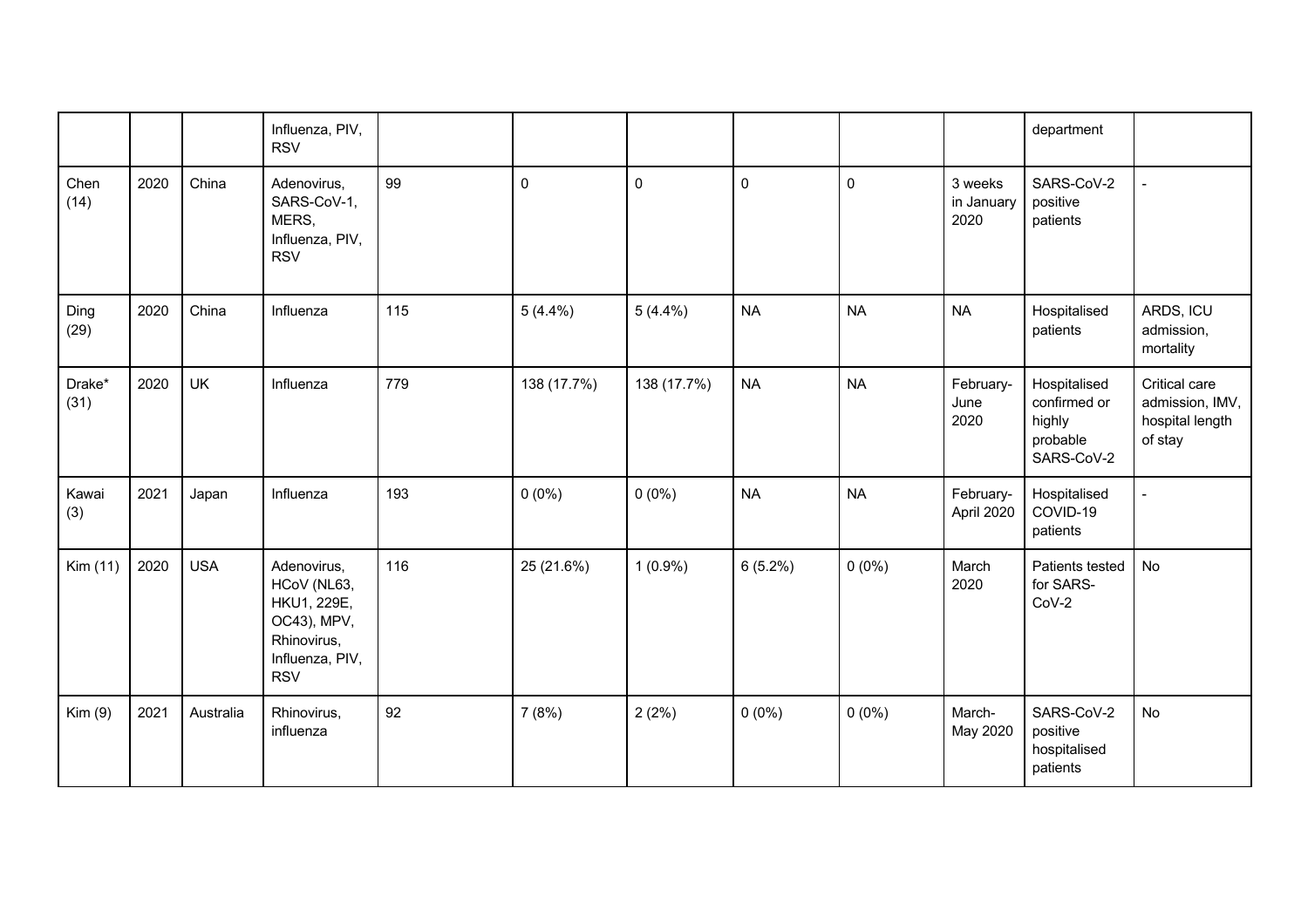| | | | Influenza, PIV, RSV | | | | | | | department | |
|---|---|---|---|---|---|---|---|---|---|---|---|
| Chen (14) | 2020 | China | Adenovirus, SARS-CoV-1, MERS, Influenza, PIV, RSV | 99 | 0 | 0 | 0 | 0 | 3 weeks in January 2020 | SARS-CoV-2 positive patients | - |
| Ding (29) | 2020 | China | Influenza | 115 | 5 (4.4%) | 5 (4.4%) | NA | NA | NA | Hospitalised patients | ARDS, ICU admission, mortality |
| Drake* (31) | 2020 | UK | Influenza | 779 | 138 (17.7%) | 138 (17.7%) | NA | NA | February-June 2020 | Hospitalised confirmed or highly probable SARS-CoV-2 | Critical care admission, IMV, hospital length of stay |
| Kawai (3) | 2021 | Japan | Influenza | 193 | 0 (0%) | 0 (0%) | NA | NA | February-April 2020 | Hospitalised COVID-19 patients | - |
| Kim (11) | 2020 | USA | Adenovirus, HCoV (NL63, HKU1, 229E, OC43), MPV, Rhinovirus, Influenza, PIV, RSV | 116 | 25 (21.6%) | 1 (0.9%) | 6 (5.2%) | 0 (0%) | March 2020 | Patients tested for SARS-CoV-2 | No |
| Kim (9) | 2021 | Australia | Rhinovirus, influenza | 92 | 7 (8%) | 2 (2%) | 0 (0%) | 0 (0%) | March-May 2020 | SARS-CoV-2 positive hospitalised patients | No |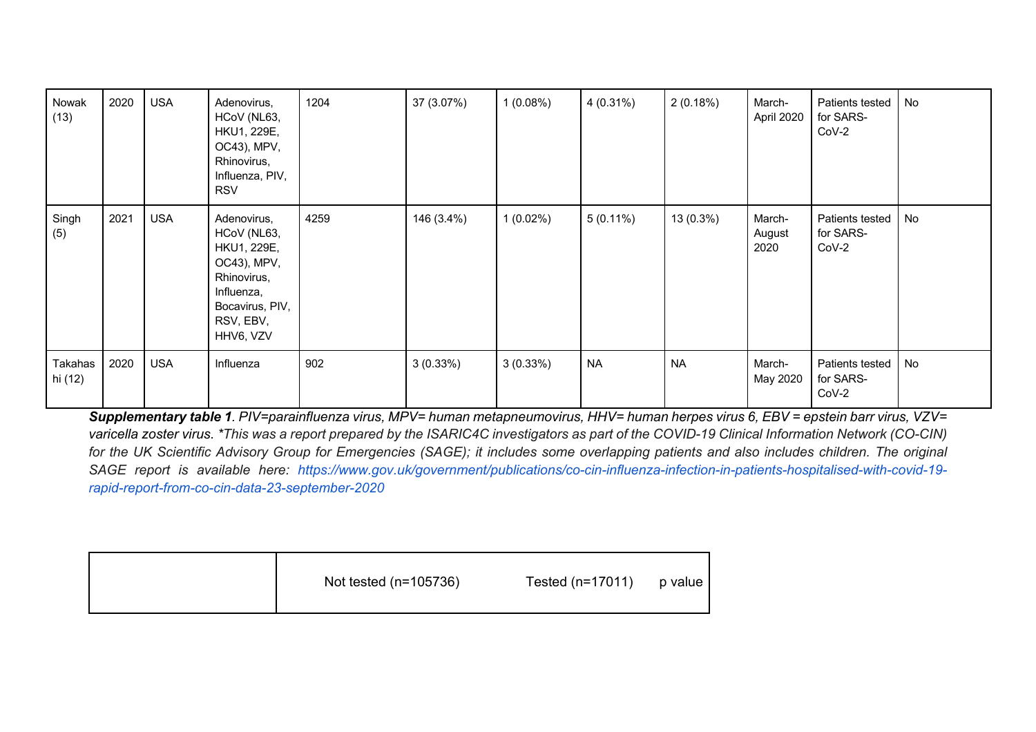| | | | | | | | | | | | |
|---|---|---|---|---|---|---|---|---|---|---|---|
| Nowak (13) | 2020 | USA | Adenovirus, HCoV (NL63, HKU1, 229E, OC43), MPV, Rhinovirus, Influenza, PIV, RSV | 1204 | 37 (3.07%) | 1 (0.08%) | 4 (0.31%) | 2 (0.18%) | March-April 2020 | Patients tested for SARS-CoV-2 | No |
| Singh (5) | 2021 | USA | Adenovirus, HCoV (NL63, HKU1, 229E, OC43), MPV, Rhinovirus, Influenza, Bocavirus, PIV, RSV, EBV, HHV6, VZV | 4259 | 146 (3.4%) | 1 (0.02%) | 5 (0.11%) | 13 (0.3%) | March-August 2020 | Patients tested for SARS-CoV-2 | No |
| Takahashi (12) | 2020 | USA | Influenza | 902 | 3 (0.33%) | 3 (0.33%) | NA | NA | March-May 2020 | Patients tested for SARS-CoV-2 | No |

***Supplementary table 1**. PIV=parainfluenza virus, MPV= human metapneumovirus, HHV= human herpes virus 6, EBV = epstein barr virus, VZV= varicella zoster virus. *This was a report prepared by the ISARIC4C investigators as part of the COVID-19 Clinical Information Network (CO-CIN) for the UK Scientific Advisory Group for Emergencies (SAGE); it includes some overlapping patients and also includes children. The original SAGE report is available here: https://www.gov.uk/government/publications/co-cin-influenza-infection-in-patients-hospitalised-with-covid-19-rapid-report-from-co-cin-data-23-september-2020*

| | Not tested (n=105736) | Tested (n=17011) | p value |
|---|---|---|---|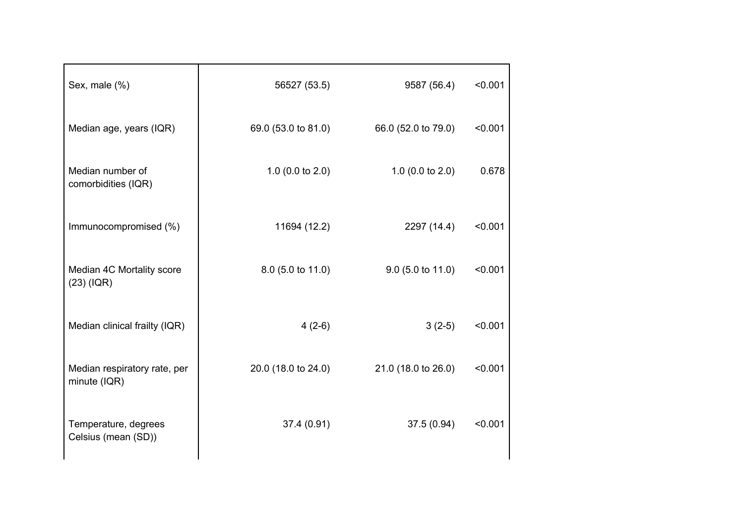| | | | |
|---|---|---|---|
| Sex, male (%) | 56527 (53.5) | 9587 (56.4) | <0.001 |
| Median age, years (IQR) | 69.0 (53.0 to 81.0) | 66.0 (52.0 to 79.0) | <0.001 |
| Median number of comorbidities (IQR) | 1.0 (0.0 to 2.0) | 1.0 (0.0 to 2.0) | 0.678 |
| Immunocompromised (%) | 11694 (12.2) | 2297 (14.4) | <0.001 |
| Median 4C Mortality score (23) (IQR) | 8.0 (5.0 to 11.0) | 9.0 (5.0 to 11.0) | <0.001 |
| Median clinical frailty (IQR) | 4 (2-6) | 3 (2-5) | <0.001 |
| Median respiratory rate, per minute (IQR) | 20.0 (18.0 to 24.0) | 21.0 (18.0 to 26.0) | <0.001 |
| Temperature, degrees Celsius (mean (SD)) | 37.4 (0.91) | 37.5 (0.94) | <0.001 |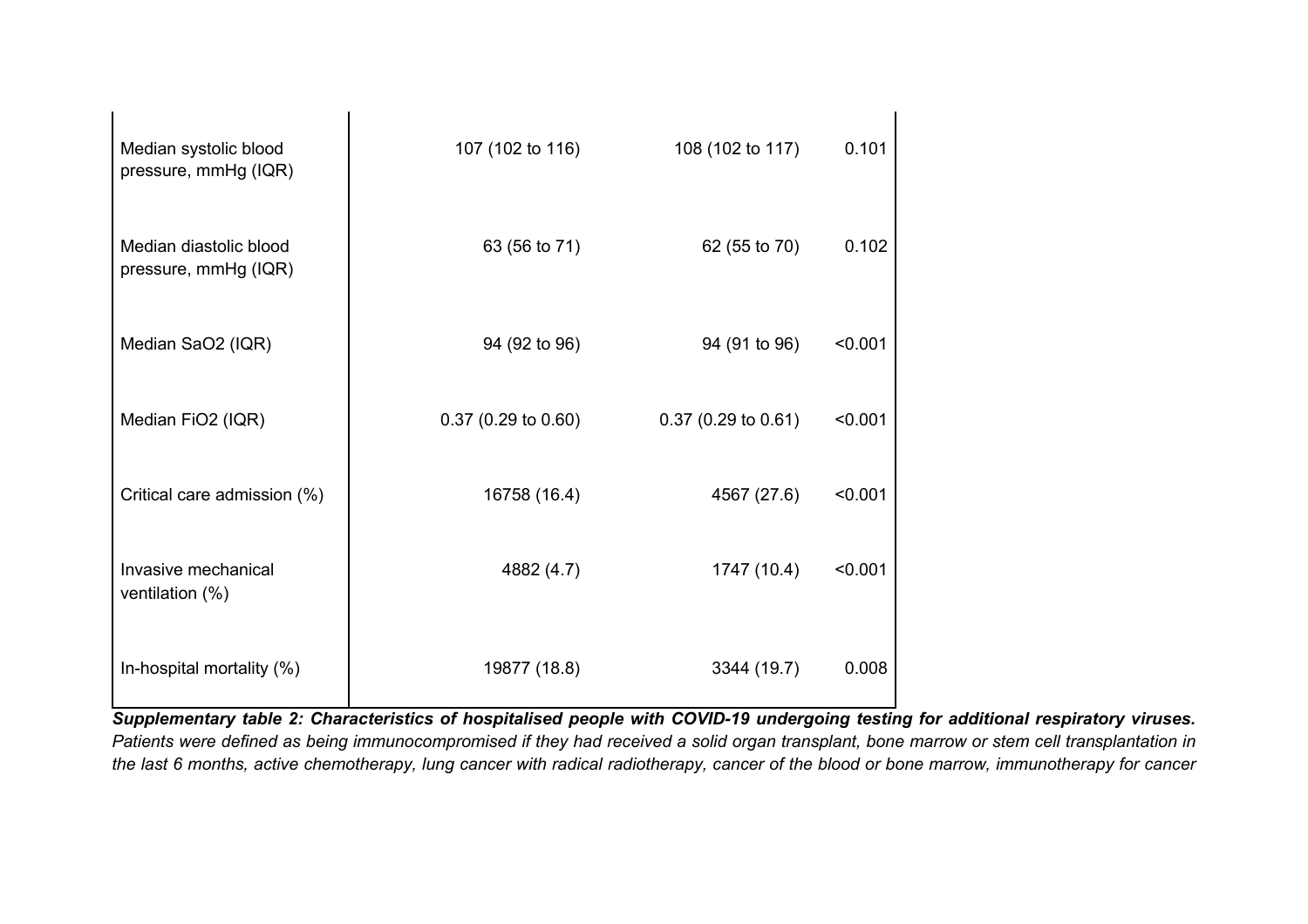| | | | |
|---|---|---|---|
| Median systolic blood pressure, mmHg (IQR) | 107 (102 to 116) | 108 (102 to 117) | 0.101 |
| Median diastolic blood pressure, mmHg (IQR) | 63 (56 to 71) | 62 (55 to 70) | 0.102 |
| Median SaO2 (IQR) | 94 (92 to 96) | 94 (91 to 96) | <0.001 |
| Median FiO2 (IQR) | 0.37 (0.29 to 0.60) | 0.37 (0.29 to 0.61) | <0.001 |
| Critical care admission (%) | 16758 (16.4) | 4567 (27.6) | <0.001 |
| Invasive mechanical ventilation (%) | 4882 (4.7) | 1747 (10.4) | <0.001 |
| In-hospital mortality (%) | 19877 (18.8) | 3344 (19.7) | 0.008 |

***Supplementary table 2: Characteristics of hospitalised people with COVID-19 undergoing testing for additional respiratory viruses.*** *Patients were defined as being immunocompromised if they had received a solid organ transplant, bone marrow or stem cell transplantation in the last 6 months, active chemotherapy, lung cancer with radical radiotherapy, cancer of the blood or bone marrow, immunotherapy for cancer*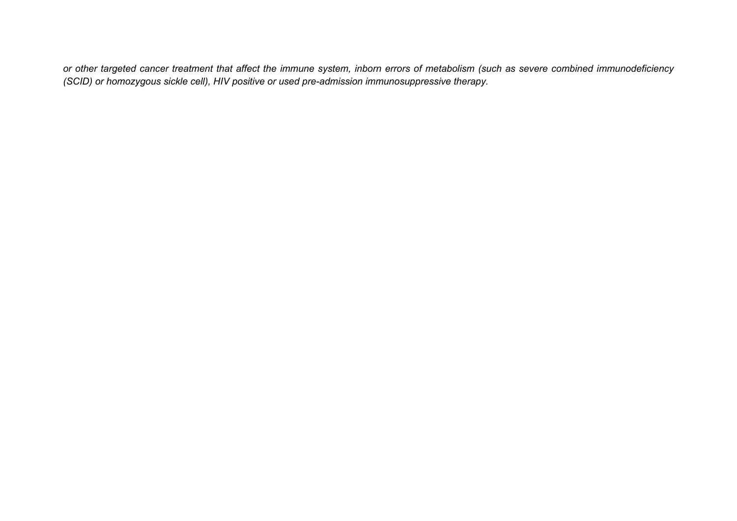*or other targeted cancer treatment that affect the immune system, inborn errors of metabolism (such as severe combined immunodeficiency (SCID) or homozygous sickle cell), HIV positive or used pre-admission immunosuppressive therapy.*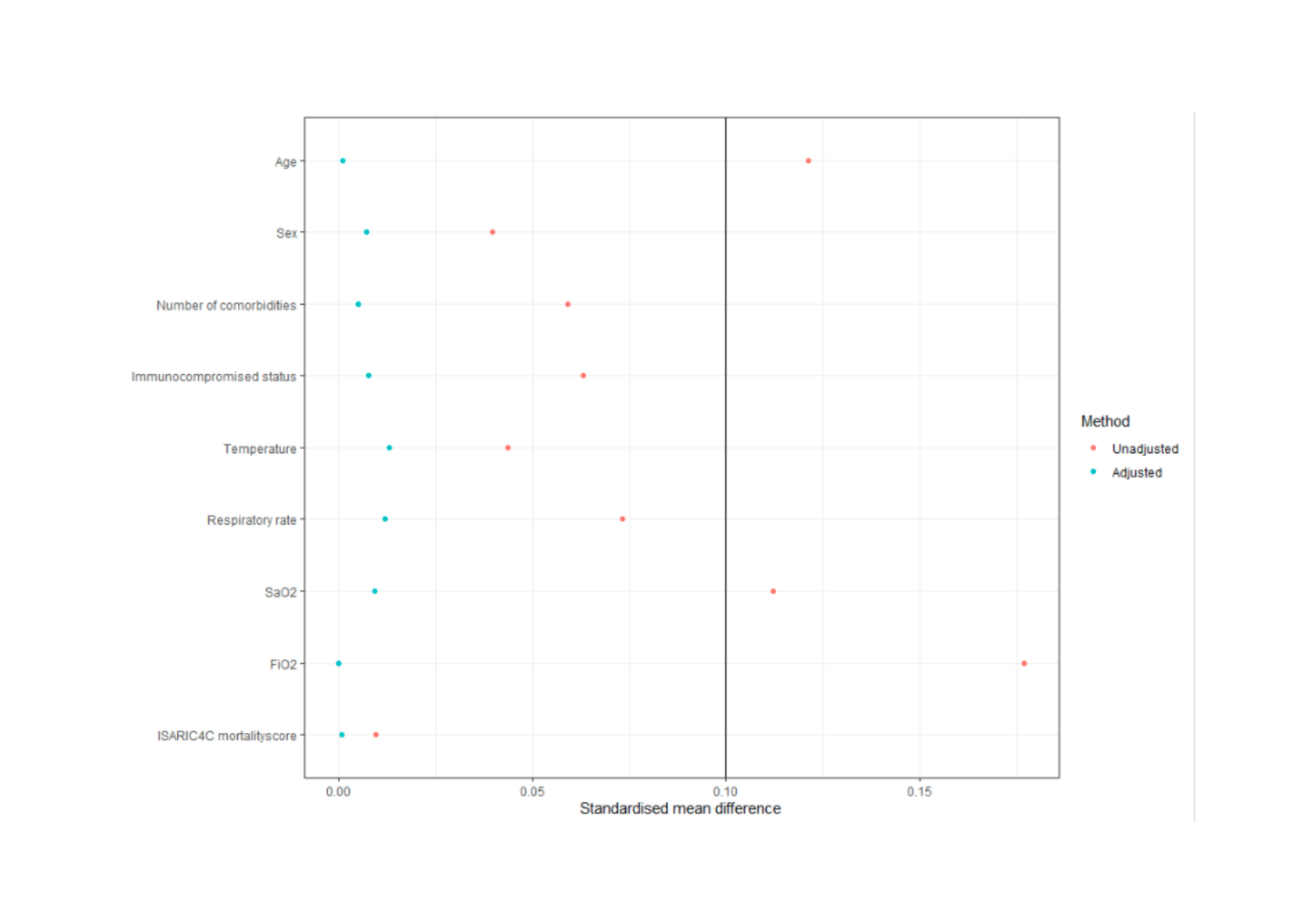Age

Sex

Number of comorbidities

Immunocompromised status

Temperature

Respiratory rate

SaO2

FiO2

ISARIC4C mortalityscore

0.00 0.05 0.10 0.15

Standardised mean difference

Method

Unadjusted

Adjusted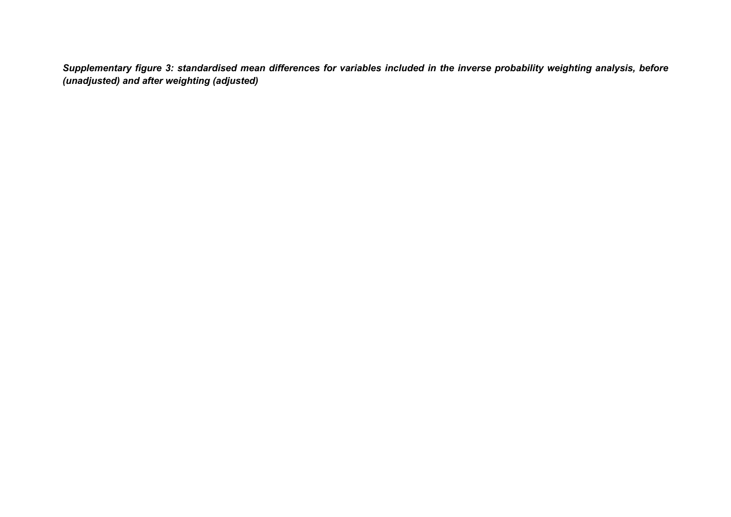***Supplementary figure 3: standardised mean differences for variables included in the inverse probability weighting analysis, before (unadjusted) and after weighting (adjusted)***